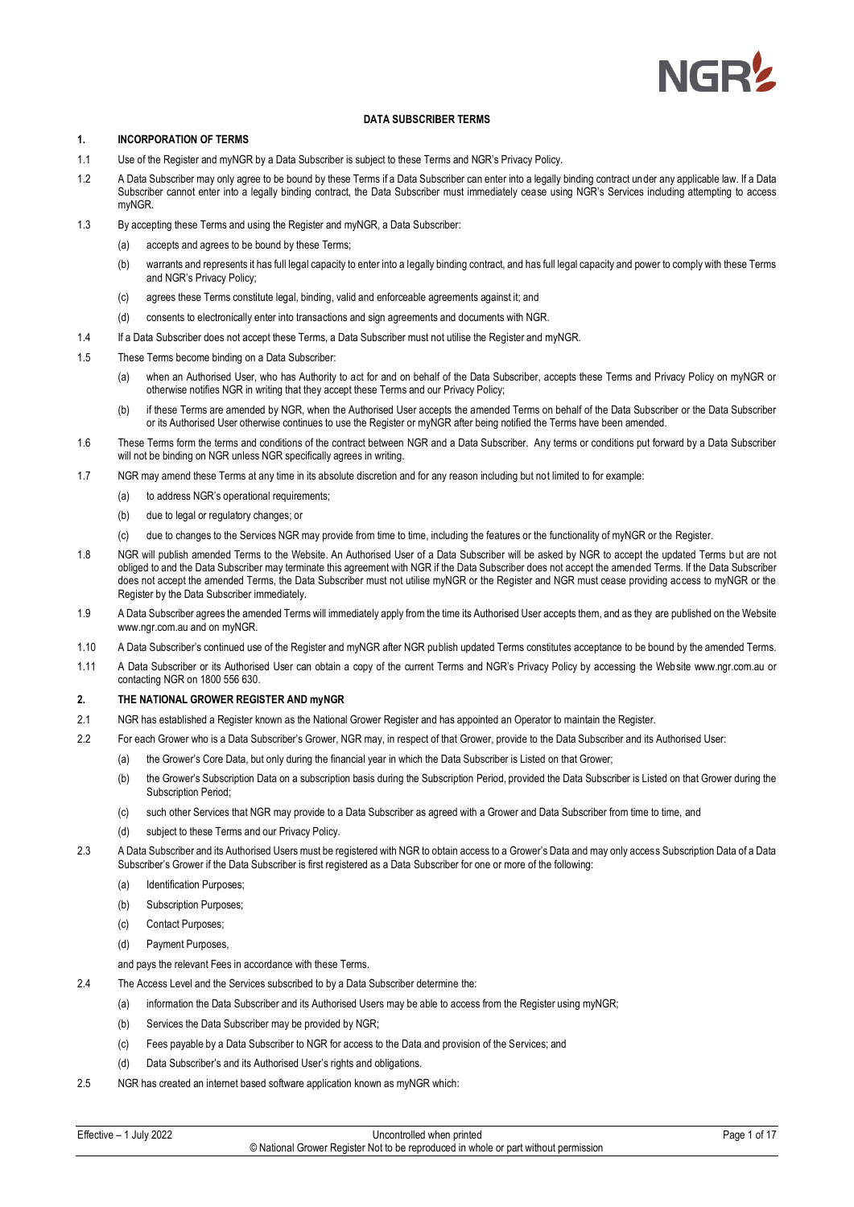**DATA SUBSCRIBER TERMS**

**1. INCORPORATION OF TERMS**

1.1 Use of the Register and myNGR by a Data Subscriber is subject to these Terms and NGR's Privacy Policy.

1.2 A Data Subscriber may only agree to be bound by these Terms if a Data Subscriber can enter into a legally binding contract under any applicable law. If a Data Subscriber cannot enter into a legally binding contract, the Data Subscriber must immediately cease using NGR's Services including attempting to access myNGR.

1.3 By accepting these Terms and using the Register and myNGR, a Data Subscriber:

(a) accepts and agrees to be bound by these Terms;

(b) warrants and represents it has full legal capacity to enter into a legally binding contract, and has full legal capacity and power to comply with these Terms and NGR's Privacy Policy;

(c) agrees these Terms constitute legal, binding, valid and enforceable agreements against it; and

(d) consents to electronically enter into transactions and sign agreements and documents with NGR.

1.4 If a Data Subscriber does not accept these Terms, a Data Subscriber must not utilise the Register and myNGR.

1.5 These Terms become binding on a Data Subscriber:

(a) when an Authorised User, who has Authority to act for and on behalf of the Data Subscriber, accepts these Terms and Privacy Policy on myNGR or otherwise notifies NGR in writing that they accept these Terms and our Privacy Policy;

(b) if these Terms are amended by NGR, when the Authorised User accepts the amended Terms on behalf of the Data Subscriber or the Data Subscriber or its Authorised User otherwise continues to use the Register or myNGR after being notified the Terms have been amended.

1.6 These Terms form the terms and conditions of the contract between NGR and a Data Subscriber. Any terms or conditions put forward by a Data Subscriber will not be binding on NGR unless NGR specifically agrees in writing.

1.7 NGR may amend these Terms at any time in its absolute discretion and for any reason including but not limited to for example:

(a) to address NGR's operational requirements;

(b) due to legal or regulatory changes; or

(c) due to changes to the Services NGR may provide from time to time, including the features or the functionality of myNGR or the Register.

1.8 NGR will publish amended Terms to the Website. An Authorised User of a Data Subscriber will be asked by NGR to accept the updated Terms but are not obliged to and the Data Subscriber may terminate this agreement with NGR if the Data Subscriber does not accept the amended Terms. If the Data Subscriber does not accept the amended Terms, the Data Subscriber must not utilise myNGR or the Register and NGR must cease providing access to myNGR or the Register by the Data Subscriber immediately.

1.9 A Data Subscriber agrees the amended Terms will immediately apply from the time its Authorised User accepts them, and as they are published on the Website www.ngr.com.au and on myNGR.

1.10 A Data Subscriber's continued use of the Register and myNGR after NGR publish updated Terms constitutes acceptance to be bound by the amended Terms.

1.11 A Data Subscriber or its Authorised User can obtain a copy of the current Terms and NGR's Privacy Policy by accessing the Website www.ngr.com.au or contacting NGR on 1800 556 630.

**2. THE NATIONAL GROWER REGISTER AND myNGR**

2.1 NGR has established a Register known as the National Grower Register and has appointed an Operator to maintain the Register.

2.2 For each Grower who is a Data Subscriber's Grower, NGR may, in respect of that Grower, provide to the Data Subscriber and its Authorised User:

(a) the Grower's Core Data, but only during the financial year in which the Data Subscriber is Listed on that Grower;

(b) the Grower's Subscription Data on a subscription basis during the Subscription Period, provided the Data Subscriber is Listed on that Grower during the Subscription Period;

(c) such other Services that NGR may provide to a Data Subscriber as agreed with a Grower and Data Subscriber from time to time, and

(d) subject to these Terms and our Privacy Policy.

2.3 A Data Subscriber and its Authorised Users must be registered with NGR to obtain access to a Grower's Data and may only access Subscription Data of a Data Subscriber's Grower if the Data Subscriber is first registered as a Data Subscriber for one or more of the following:

(a) Identification Purposes;

(b) Subscription Purposes;

(c) Contact Purposes;

(d) Payment Purposes,

and pays the relevant Fees in accordance with these Terms.

2.4 The Access Level and the Services subscribed to by a Data Subscriber determine the:

(a) information the Data Subscriber and its Authorised Users may be able to access from the Register using myNGR;

(b) Services the Data Subscriber may be provided by NGR;

(c) Fees payable by a Data Subscriber to NGR for access to the Data and provision of the Services; and

(d) Data Subscriber's and its Authorised User's rights and obligations.

2.5 NGR has created an internet based software application known as myNGR which: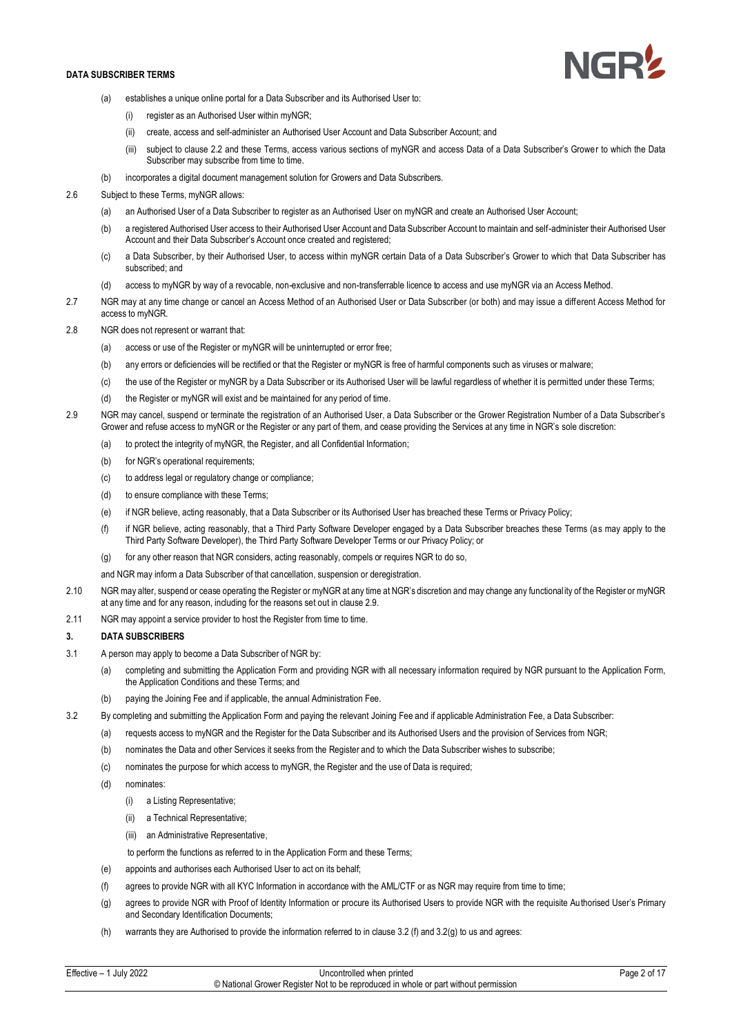(a) establishes a unique online portal for a Data Subscriber and its Authorised User to:

  (i) register as an Authorised User within myNGR;

  (ii) create, access and self-administer an Authorised User Account and Data Subscriber Account; and

  (iii) subject to clause 2.2 and these Terms, access various sections of myNGR and access Data of a Data Subscriber's Grower to which the Data Subscriber may subscribe from time to time.

(b) incorporates a digital document management solution for Growers and Data Subscribers.

2.6 Subject to these Terms, myNGR allows:

(a) an Authorised User of a Data Subscriber to register as an Authorised User on myNGR and create an Authorised User Account;

(b) a registered Authorised User access to their Authorised User Account and Data Subscriber Account to maintain and self-administer their Authorised User Account and their Data Subscriber's Account once created and registered;

(c) a Data Subscriber, by their Authorised User, to access within myNGR certain Data of a Data Subscriber's Grower to which that Data Subscriber has subscribed; and

(d) access to myNGR by way of a revocable, non-exclusive and non-transferrable licence to access and use myNGR via an Access Method.

2.7 NGR may at any time change or cancel an Access Method of an Authorised User or Data Subscriber (or both) and may issue a different Access Method for access to myNGR.

2.8 NGR does not represent or warrant that:

(a) access or use of the Register or myNGR will be uninterrupted or error free;

(b) any errors or deficiencies will be rectified or that the Register or myNGR is free of harmful components such as viruses or malware;

(c) the use of the Register or myNGR by a Data Subscriber or its Authorised User will be lawful regardless of whether it is permitted under these Terms;

(d) the Register or myNGR will exist and be maintained for any period of time.

2.9 NGR may cancel, suspend or terminate the registration of an Authorised User, a Data Subscriber or the Grower Registration Number of a Data Subscriber's Grower and refuse access to myNGR or the Register or any part of them, and cease providing the Services at any time in NGR's sole discretion:

(a) to protect the integrity of myNGR, the Register, and all Confidential Information;

(b) for NGR's operational requirements;

(c) to address legal or regulatory change or compliance;

(d) to ensure compliance with these Terms;

(e) if NGR believe, acting reasonably, that a Data Subscriber or its Authorised User has breached these Terms or Privacy Policy;

(f) if NGR believe, acting reasonably, that a Third Party Software Developer engaged by a Data Subscriber breaches these Terms (as may apply to the Third Party Software Developer), the Third Party Software Developer Terms or our Privacy Policy; or

(g) for any other reason that NGR considers, acting reasonably, compels or requires NGR to do so,

and NGR may inform a Data Subscriber of that cancellation, suspension or deregistration.

2.10 NGR may alter, suspend or cease operating the Register or myNGR at any time at NGR's discretion and may change any functionality of the Register or myNGR at any time and for any reason, including for the reasons set out in clause 2.9.

2.11 NGR may appoint a service provider to host the Register from time to time.

## 3. DATA SUBSCRIBERS

3.1 A person may apply to become a Data Subscriber of NGR by:

(a) completing and submitting the Application Form and providing NGR with all necessary information required by NGR pursuant to the Application Form, the Application Conditions and these Terms; and

(b) paying the Joining Fee and if applicable, the annual Administration Fee.

3.2 By completing and submitting the Application Form and paying the relevant Joining Fee and if applicable Administration Fee, a Data Subscriber:

(a) requests access to myNGR and the Register for the Data Subscriber and its Authorised Users and the provision of Services from NGR;

(b) nominates the Data and other Services it seeks from the Register and to which the Data Subscriber wishes to subscribe;

(c) nominates the purpose for which access to myNGR, the Register and the use of Data is required;

(d) nominates:

  (i) a Listing Representative;

  (ii) a Technical Representative;

  (iii) an Administrative Representative,

  to perform the functions as referred to in the Application Form and these Terms;

(e) appoints and authorises each Authorised User to act on its behalf;

(f) agrees to provide NGR with all KYC Information in accordance with the AML/CTF or as NGR may require from time to time;

(g) agrees to provide NGR with Proof of Identity Information or procure its Authorised Users to provide NGR with the requisite Authorised User's Primary and Secondary Identification Documents;

(h) warrants they are Authorised to provide the information referred to in clause 3.2 (f) and 3.2(g) to us and agrees: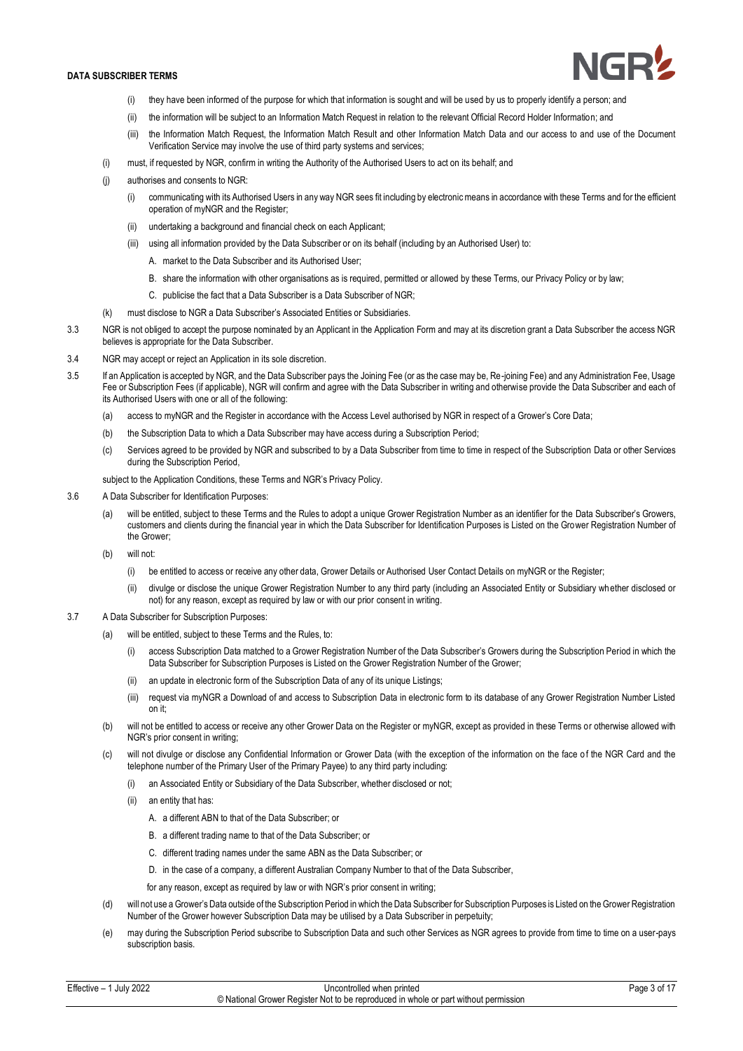- (i) they have been informed of the purpose for which that information is sought and will be used by us to properly identify a person; and
- (ii) the information will be subject to an Information Match Request in relation to the relevant Official Record Holder Information; and
- (iii) the Information Match Request, the Information Match Result and other Information Match Data and our access to and use of the Document Verification Service may involve the use of third party systems and services;

(i) must, if requested by NGR, confirm in writing the Authority of the Authorised Users to act on its behalf; and

(j) authorises and consents to NGR:

- (i) communicating with its Authorised Users in any way NGR sees fit including by electronic means in accordance with these Terms and for the efficient operation of myNGR and the Register;
- (ii) undertaking a background and financial check on each Applicant;
- (iii) using all information provided by the Data Subscriber or on its behalf (including by an Authorised User) to:
  - A. market to the Data Subscriber and its Authorised User;
  - B. share the information with other organisations as is required, permitted or allowed by these Terms, our Privacy Policy or by law;
  - C. publicise the fact that a Data Subscriber is a Data Subscriber of NGR;

(k) must disclose to NGR a Data Subscriber's Associated Entities or Subsidiaries.

3.3 NGR is not obliged to accept the purpose nominated by an Applicant in the Application Form and may at its discretion grant a Data Subscriber the access NGR believes is appropriate for the Data Subscriber.

3.4 NGR may accept or reject an Application in its sole discretion.

3.5 If an Application is accepted by NGR, and the Data Subscriber pays the Joining Fee (or as the case may be, Re-joining Fee) and any Administration Fee, Usage Fee or Subscription Fees (if applicable), NGR will confirm and agree with the Data Subscriber in writing and otherwise provide the Data Subscriber and each of its Authorised Users with one or all of the following:

- (a) access to myNGR and the Register in accordance with the Access Level authorised by NGR in respect of a Grower's Core Data;
- (b) the Subscription Data to which a Data Subscriber may have access during a Subscription Period;
- (c) Services agreed to be provided by NGR and subscribed to by a Data Subscriber from time to time in respect of the Subscription Data or other Services during the Subscription Period,

subject to the Application Conditions, these Terms and NGR's Privacy Policy.

3.6 A Data Subscriber for Identification Purposes:

- (a) will be entitled, subject to these Terms and the Rules to adopt a unique Grower Registration Number as an identifier for the Data Subscriber's Growers, customers and clients during the financial year in which the Data Subscriber for Identification Purposes is Listed on the Grower Registration Number of the Grower;
- (b) will not:
  - (i) be entitled to access or receive any other data, Grower Details or Authorised User Contact Details on myNGR or the Register;
  - (ii) divulge or disclose the unique Grower Registration Number to any third party (including an Associated Entity or Subsidiary whether disclosed or not) for any reason, except as required by law or with our prior consent in writing.

3.7 A Data Subscriber for Subscription Purposes:

- (a) will be entitled, subject to these Terms and the Rules, to:
  - (i) access Subscription Data matched to a Grower Registration Number of the Data Subscriber's Growers during the Subscription Period in which the Data Subscriber for Subscription Purposes is Listed on the Grower Registration Number of the Grower;
  - (ii) an update in electronic form of the Subscription Data of any of its unique Listings;
  - (iii) request via myNGR a Download of and access to Subscription Data in electronic form to its database of any Grower Registration Number Listed on it;
- (b) will not be entitled to access or receive any other Grower Data on the Register or myNGR, except as provided in these Terms or otherwise allowed with NGR's prior consent in writing;
- (c) will not divulge or disclose any Confidential Information or Grower Data (with the exception of the information on the face of the NGR Card and the telephone number of the Primary User of the Primary Payee) to any third party including:
  - (i) an Associated Entity or Subsidiary of the Data Subscriber, whether disclosed or not;
  - (ii) an entity that has:
    - A. a different ABN to that of the Data Subscriber; or
    - B. a different trading name to that of the Data Subscriber; or
    - C. different trading names under the same ABN as the Data Subscriber; or
    - D. in the case of a company, a different Australian Company Number to that of the Data Subscriber,

  for any reason, except as required by law or with NGR's prior consent in writing;
- (d) will not use a Grower's Data outside of the Subscription Period in which the Data Subscriber for Subscription Purposes is Listed on the Grower Registration Number of the Grower however Subscription Data may be utilised by a Data Subscriber in perpetuity;
- (e) may during the Subscription Period subscribe to Subscription Data and such other Services as NGR agrees to provide from time to time on a user-pays subscription basis.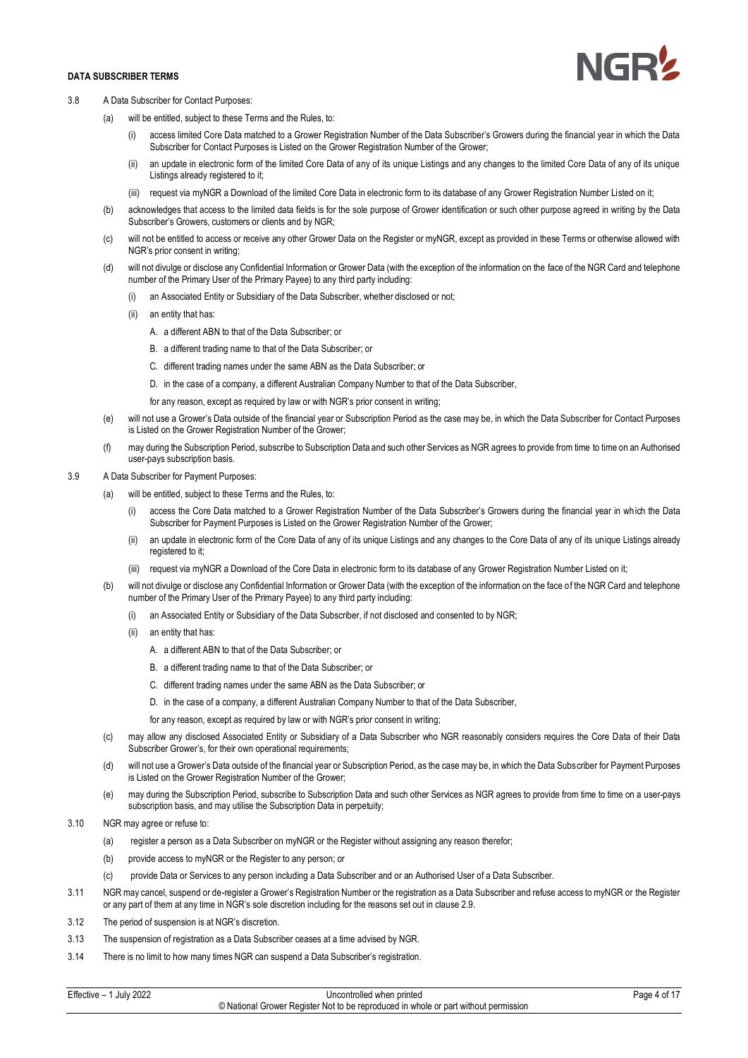3.8 A Data Subscriber for Contact Purposes:

(a) will be entitled, subject to these Terms and the Rules, to:

(i) access limited Core Data matched to a Grower Registration Number of the Data Subscriber's Growers during the financial year in which the Data Subscriber for Contact Purposes is Listed on the Grower Registration Number of the Grower;

(ii) an update in electronic form of the limited Core Data of any of its unique Listings and any changes to the limited Core Data of any of its unique Listings already registered to it;

(iii) request via myNGR a Download of the limited Core Data in electronic form to its database of any Grower Registration Number Listed on it;

(b) acknowledges that access to the limited data fields is for the sole purpose of Grower identification or such other purpose agreed in writing by the Data Subscriber's Growers, customers or clients and by NGR;

(c) will not be entitled to access or receive any other Grower Data on the Register or myNGR, except as provided in these Terms or otherwise allowed with NGR's prior consent in writing;

(d) will not divulge or disclose any Confidential Information or Grower Data (with the exception of the information on the face of the NGR Card and telephone number of the Primary User of the Primary Payee) to any third party including:

(i) an Associated Entity or Subsidiary of the Data Subscriber, whether disclosed or not;

(ii) an entity that has:

A. a different ABN to that of the Data Subscriber; or

B. a different trading name to that of the Data Subscriber; or

C. different trading names under the same ABN as the Data Subscriber; or

D. in the case of a company, a different Australian Company Number to that of the Data Subscriber,

for any reason, except as required by law or with NGR's prior consent in writing;

(e) will not use a Grower's Data outside of the financial year or Subscription Period as the case may be, in which the Data Subscriber for Contact Purposes is Listed on the Grower Registration Number of the Grower;

(f) may during the Subscription Period, subscribe to Subscription Data and such other Services as NGR agrees to provide from time to time on an Authorised user-pays subscription basis.

3.9 A Data Subscriber for Payment Purposes:

(a) will be entitled, subject to these Terms and the Rules, to:

(i) access the Core Data matched to a Grower Registration Number of the Data Subscriber's Growers during the financial year in which the Data Subscriber for Payment Purposes is Listed on the Grower Registration Number of the Grower;

(ii) an update in electronic form of the Core Data of any of its unique Listings and any changes to the Core Data of any of its unique Listings already registered to it;

(iii) request via myNGR a Download of the Core Data in electronic form to its database of any Grower Registration Number Listed on it;

(b) will not divulge or disclose any Confidential Information or Grower Data (with the exception of the information on the face of the NGR Card and telephone number of the Primary User of the Primary Payee) to any third party including:

(i) an Associated Entity or Subsidiary of the Data Subscriber, if not disclosed and consented to by NGR;

(ii) an entity that has:

A. a different ABN to that of the Data Subscriber; or

B. a different trading name to that of the Data Subscriber; or

C. different trading names under the same ABN as the Data Subscriber; or

D. in the case of a company, a different Australian Company Number to that of the Data Subscriber,

for any reason, except as required by law or with NGR's prior consent in writing;

(c) may allow any disclosed Associated Entity or Subsidiary of a Data Subscriber who NGR reasonably considers requires the Core Data of their Data Subscriber Grower's, for their own operational requirements;

(d) will not use a Grower's Data outside of the financial year or Subscription Period, as the case may be, in which the Data Subscriber for Payment Purposes is Listed on the Grower Registration Number of the Grower;

(e) may during the Subscription Period, subscribe to Subscription Data and such other Services as NGR agrees to provide from time to time on a user-pays subscription basis, and may utilise the Subscription Data in perpetuity;

3.10 NGR may agree or refuse to:

(a) register a person as a Data Subscriber on myNGR or the Register without assigning any reason therefor;

(b) provide access to myNGR or the Register to any person; or

(c) provide Data or Services to any person including a Data Subscriber and or an Authorised User of a Data Subscriber.

3.11 NGR may cancel, suspend or de-register a Grower's Registration Number or the registration as a Data Subscriber and refuse access to myNGR or the Register or any part of them at any time in NGR's sole discretion including for the reasons set out in clause 2.9.

3.12 The period of suspension is at NGR's discretion.

3.13 The suspension of registration as a Data Subscriber ceases at a time advised by NGR.

3.14 There is no limit to how many times NGR can suspend a Data Subscriber's registration.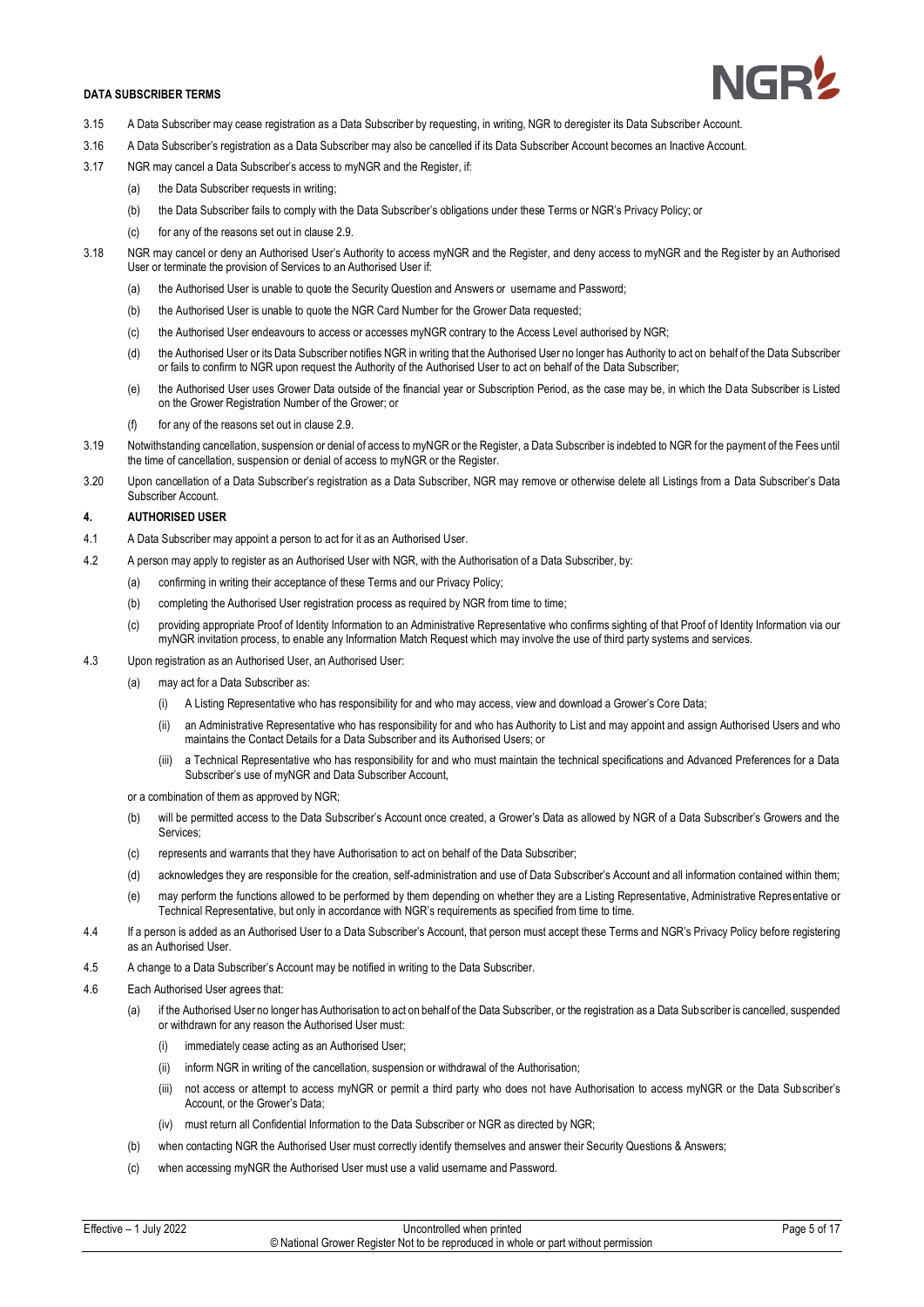3.15 A Data Subscriber may cease registration as a Data Subscriber by requesting, in writing, NGR to deregister its Data Subscriber Account.

3.16 A Data Subscriber's registration as a Data Subscriber may also be cancelled if its Data Subscriber Account becomes an Inactive Account.

3.17 NGR may cancel a Data Subscriber's access to myNGR and the Register, if:

- (a) the Data Subscriber requests in writing;
- (b) the Data Subscriber fails to comply with the Data Subscriber's obligations under these Terms or NGR's Privacy Policy; or
- (c) for any of the reasons set out in clause 2.9.

3.18 NGR may cancel or deny an Authorised User's Authority to access myNGR and the Register, and deny access to myNGR and the Register by an Authorised User or terminate the provision of Services to an Authorised User if:

- (a) the Authorised User is unable to quote the Security Question and Answers or username and Password;
- (b) the Authorised User is unable to quote the NGR Card Number for the Grower Data requested;
- (c) the Authorised User endeavours to access or accesses myNGR contrary to the Access Level authorised by NGR;
- (d) the Authorised User or its Data Subscriber notifies NGR in writing that the Authorised User no longer has Authority to act on behalf of the Data Subscriber or fails to confirm to NGR upon request the Authority of the Authorised User to act on behalf of the Data Subscriber;
- (e) the Authorised User uses Grower Data outside of the financial year or Subscription Period, as the case may be, in which the Data Subscriber is Listed on the Grower Registration Number of the Grower; or
- (f) for any of the reasons set out in clause 2.9.

3.19 Notwithstanding cancellation, suspension or denial of access to myNGR or the Register, a Data Subscriber is indebted to NGR for the payment of the Fees until the time of cancellation, suspension or denial of access to myNGR or the Register.

3.20 Upon cancellation of a Data Subscriber's registration as a Data Subscriber, NGR may remove or otherwise delete all Listings from a Data Subscriber's Data Subscriber Account.

## 4. AUTHORISED USER

4.1 A Data Subscriber may appoint a person to act for it as an Authorised User.

4.2 A person may apply to register as an Authorised User with NGR, with the Authorisation of a Data Subscriber, by:

- (a) confirming in writing their acceptance of these Terms and our Privacy Policy;
- (b) completing the Authorised User registration process as required by NGR from time to time;
- (c) providing appropriate Proof of Identity Information to an Administrative Representative who confirms sighting of that Proof of Identity Information via our myNGR invitation process, to enable any Information Match Request which may involve the use of third party systems and services.

4.3 Upon registration as an Authorised User, an Authorised User:

- (a) may act for a Data Subscriber as:
  - (i) A Listing Representative who has responsibility for and who may access, view and download a Grower's Core Data;
  - (ii) an Administrative Representative who has responsibility for and who has Authority to List and may appoint and assign Authorised Users and who maintains the Contact Details for a Data Subscriber and its Authorised Users; or
  - (iii) a Technical Representative who has responsibility for and who must maintain the technical specifications and Advanced Preferences for a Data Subscriber's use of myNGR and Data Subscriber Account,

  or a combination of them as approved by NGR;
- (b) will be permitted access to the Data Subscriber's Account once created, a Grower's Data as allowed by NGR of a Data Subscriber's Growers and the Services;
- (c) represents and warrants that they have Authorisation to act on behalf of the Data Subscriber;
- (d) acknowledges they are responsible for the creation, self-administration and use of Data Subscriber's Account and all information contained within them;
- (e) may perform the functions allowed to be performed by them depending on whether they are a Listing Representative, Administrative Representative or Technical Representative, but only in accordance with NGR's requirements as specified from time to time.

4.4 If a person is added as an Authorised User to a Data Subscriber's Account, that person must accept these Terms and NGR's Privacy Policy before registering as an Authorised User.

4.5 A change to a Data Subscriber's Account may be notified in writing to the Data Subscriber.

4.6 Each Authorised User agrees that:

- (a) if the Authorised User no longer has Authorisation to act on behalf of the Data Subscriber, or the registration as a Data Subscriber is cancelled, suspended or withdrawn for any reason the Authorised User must:
  - (i) immediately cease acting as an Authorised User;
  - (ii) inform NGR in writing of the cancellation, suspension or withdrawal of the Authorisation;
  - (iii) not access or attempt to access myNGR or permit a third party who does not have Authorisation to access myNGR or the Data Subscriber's Account, or the Grower's Data;
  - (iv) must return all Confidential Information to the Data Subscriber or NGR as directed by NGR;
- (b) when contacting NGR the Authorised User must correctly identify themselves and answer their Security Questions & Answers;
- (c) when accessing myNGR the Authorised User must use a valid username and Password.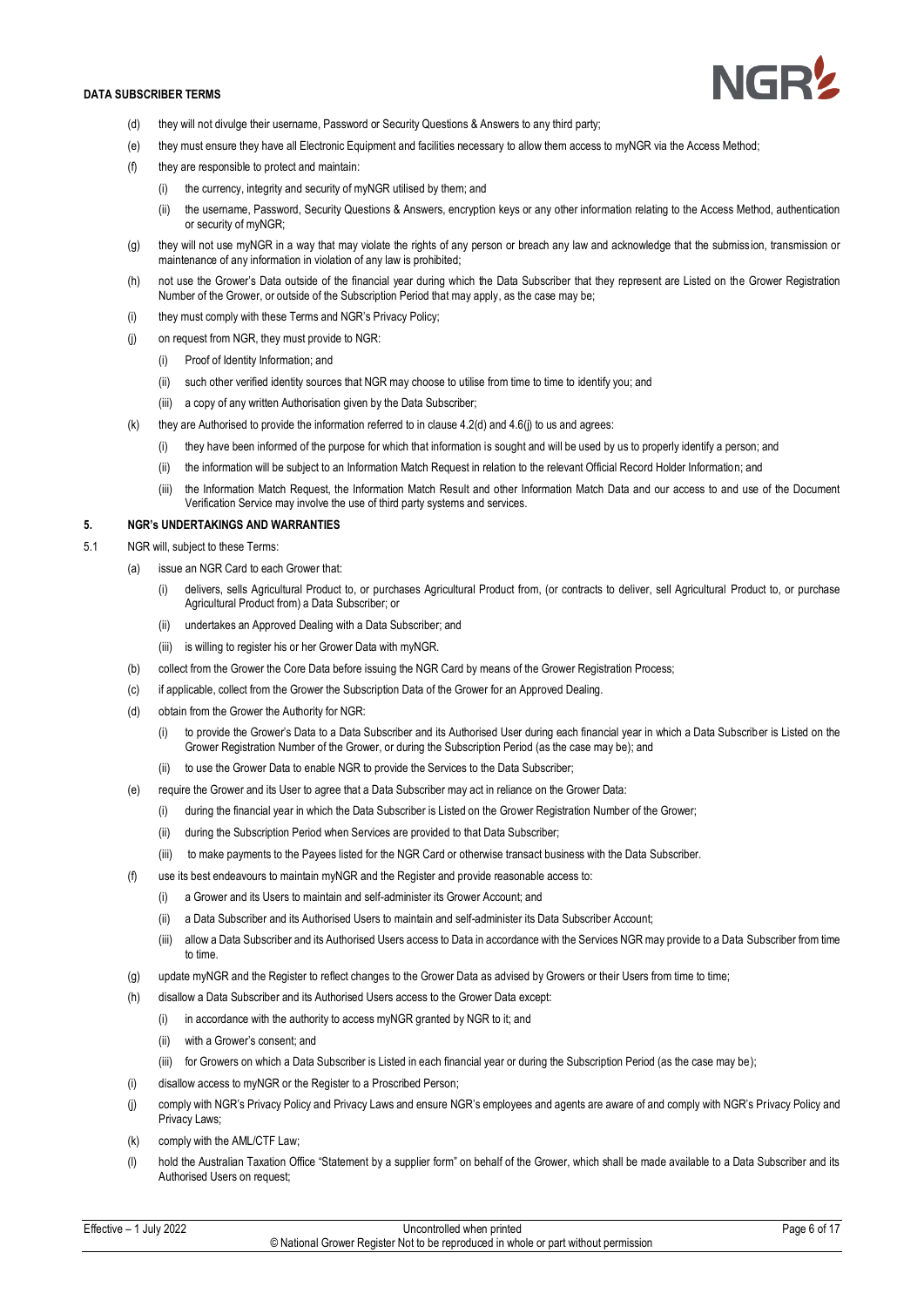(d) they will not divulge their username, Password or Security Questions & Answers to any third party;

(e) they must ensure they have all Electronic Equipment and facilities necessary to allow them access to myNGR via the Access Method;

(f) they are responsible to protect and maintain:

   (i) the currency, integrity and security of myNGR utilised by them; and

   (ii) the username, Password, Security Questions & Answers, encryption keys or any other information relating to the Access Method, authentication or security of myNGR;

(g) they will not use myNGR in a way that may violate the rights of any person or breach any law and acknowledge that the submission, transmission or maintenance of any information in violation of any law is prohibited;

(h) not use the Grower's Data outside of the financial year during which the Data Subscriber that they represent are Listed on the Grower Registration Number of the Grower, or outside of the Subscription Period that may apply, as the case may be;

(i) they must comply with these Terms and NGR's Privacy Policy;

(j) on request from NGR, they must provide to NGR:

   (i) Proof of Identity Information; and

   (ii) such other verified identity sources that NGR may choose to utilise from time to time to identify you; and

   (iii) a copy of any written Authorisation given by the Data Subscriber;

(k) they are Authorised to provide the information referred to in clause 4.2(d) and 4.6(j) to us and agrees:

   (i) they have been informed of the purpose for which that information is sought and will be used by us to properly identify a person; and

   (ii) the information will be subject to an Information Match Request in relation to the relevant Official Record Holder Information; and

   (iii) the Information Match Request, the Information Match Result and other Information Match Data and our access to and use of the Document Verification Service may involve the use of third party systems and services.

## 5. NGR's UNDERTAKINGS AND WARRANTIES

5.1 NGR will, subject to these Terms:

(a) issue an NGR Card to each Grower that:

   (i) delivers, sells Agricultural Product to, or purchases Agricultural Product from, (or contracts to deliver, sell Agricultural Product to, or purchase Agricultural Product from) a Data Subscriber; or

   (ii) undertakes an Approved Dealing with a Data Subscriber; and

   (iii) is willing to register his or her Grower Data with myNGR.

(b) collect from the Grower the Core Data before issuing the NGR Card by means of the Grower Registration Process;

(c) if applicable, collect from the Grower the Subscription Data of the Grower for an Approved Dealing.

(d) obtain from the Grower the Authority for NGR:

   (i) to provide the Grower's Data to a Data Subscriber and its Authorised User during each financial year in which a Data Subscriber is Listed on the Grower Registration Number of the Grower, or during the Subscription Period (as the case may be); and

   (ii) to use the Grower Data to enable NGR to provide the Services to the Data Subscriber;

(e) require the Grower and its User to agree that a Data Subscriber may act in reliance on the Grower Data:

   (i) during the financial year in which the Data Subscriber is Listed on the Grower Registration Number of the Grower;

   (ii) during the Subscription Period when Services are provided to that Data Subscriber;

   (iii) to make payments to the Payees listed for the NGR Card or otherwise transact business with the Data Subscriber.

(f) use its best endeavours to maintain myNGR and the Register and provide reasonable access to:

   (i) a Grower and its Users to maintain and self-administer its Grower Account; and

   (ii) a Data Subscriber and its Authorised Users to maintain and self-administer its Data Subscriber Account;

   (iii) allow a Data Subscriber and its Authorised Users access to Data in accordance with the Services NGR may provide to a Data Subscriber from time to time.

(g) update myNGR and the Register to reflect changes to the Grower Data as advised by Growers or their Users from time to time;

(h) disallow a Data Subscriber and its Authorised Users access to the Grower Data except:

   (i) in accordance with the authority to access myNGR granted by NGR to it; and

   (ii) with a Grower's consent; and

   (iii) for Growers on which a Data Subscriber is Listed in each financial year or during the Subscription Period (as the case may be);

(i) disallow access to myNGR or the Register to a Proscribed Person;

(j) comply with NGR's Privacy Policy and Privacy Laws and ensure NGR's employees and agents are aware of and comply with NGR's Privacy Policy and Privacy Laws;

(k) comply with the AML/CTF Law;

(l) hold the Australian Taxation Office "Statement by a supplier form" on behalf of the Grower, which shall be made available to a Data Subscriber and its Authorised Users on request;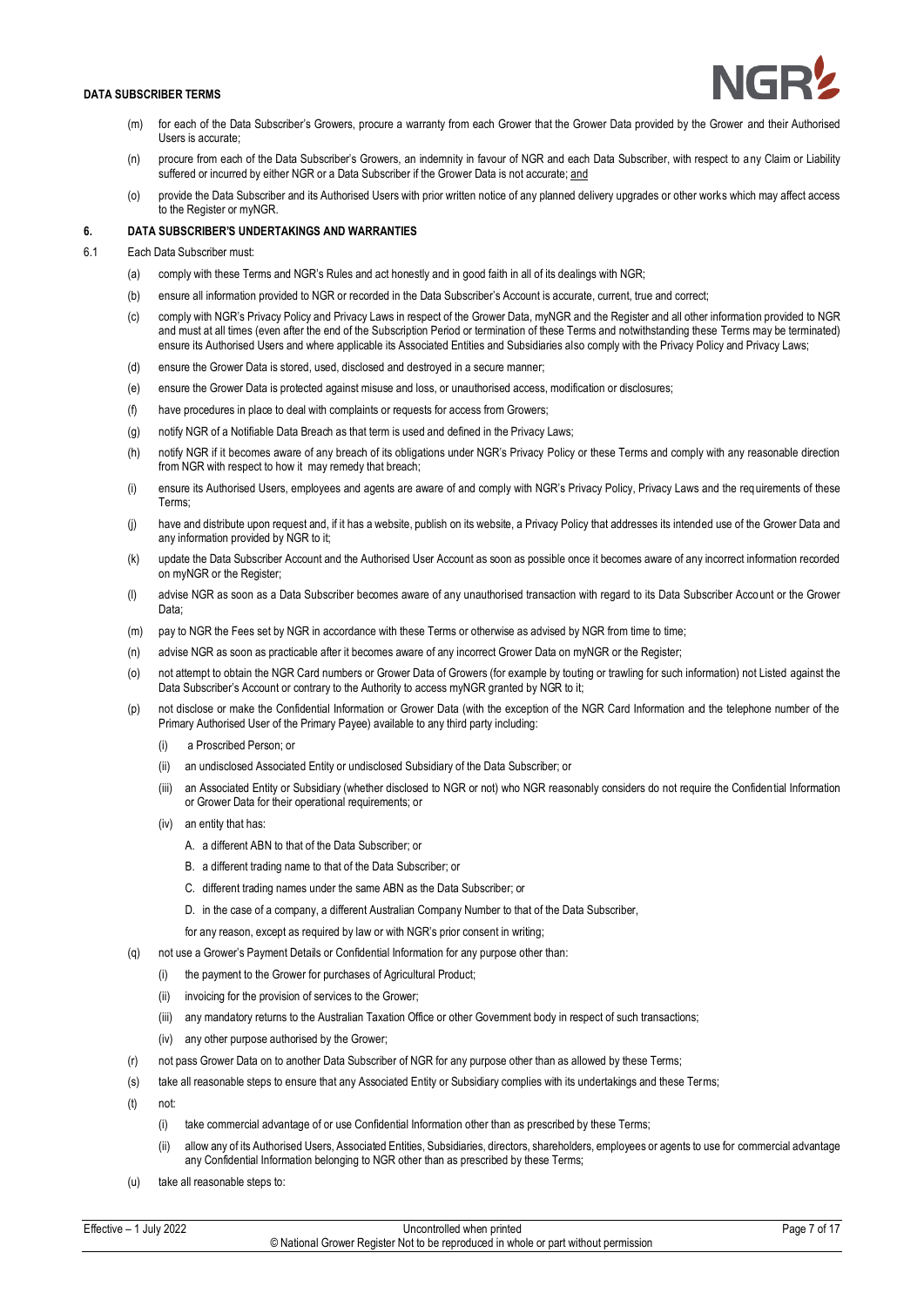(m) for each of the Data Subscriber's Growers, procure a warranty from each Grower that the Grower Data provided by the Grower and their Authorised Users is accurate;

(n) procure from each of the Data Subscriber's Growers, an indemnity in favour of NGR and each Data Subscriber, with respect to any Claim or Liability suffered or incurred by either NGR or a Data Subscriber if the Grower Data is not accurate; and

(o) provide the Data Subscriber and its Authorised Users with prior written notice of any planned delivery upgrades or other works which may affect access to the Register or myNGR.

## 6. DATA SUBSCRIBER'S UNDERTAKINGS AND WARRANTIES

6.1 Each Data Subscriber must:

(a) comply with these Terms and NGR's Rules and act honestly and in good faith in all of its dealings with NGR;

(b) ensure all information provided to NGR or recorded in the Data Subscriber's Account is accurate, current, true and correct;

(c) comply with NGR's Privacy Policy and Privacy Laws in respect of the Grower Data, myNGR and the Register and all other information provided to NGR and must at all times (even after the end of the Subscription Period or termination of these Terms and notwithstanding these Terms may be terminated) ensure its Authorised Users and where applicable its Associated Entities and Subsidiaries also comply with the Privacy Policy and Privacy Laws;

(d) ensure the Grower Data is stored, used, disclosed and destroyed in a secure manner;

(e) ensure the Grower Data is protected against misuse and loss, or unauthorised access, modification or disclosures;

(f) have procedures in place to deal with complaints or requests for access from Growers;

(g) notify NGR of a Notifiable Data Breach as that term is used and defined in the Privacy Laws;

(h) notify NGR if it becomes aware of any breach of its obligations under NGR's Privacy Policy or these Terms and comply with any reasonable direction from NGR with respect to how it may remedy that breach;

(i) ensure its Authorised Users, employees and agents are aware of and comply with NGR's Privacy Policy, Privacy Laws and the requirements of these Terms;

(j) have and distribute upon request and, if it has a website, publish on its website, a Privacy Policy that addresses its intended use of the Grower Data and any information provided by NGR to it;

(k) update the Data Subscriber Account and the Authorised User Account as soon as possible once it becomes aware of any incorrect information recorded on myNGR or the Register;

(l) advise NGR as soon as a Data Subscriber becomes aware of any unauthorised transaction with regard to its Data Subscriber Account or the Grower Data;

(m) pay to NGR the Fees set by NGR in accordance with these Terms or otherwise as advised by NGR from time to time;

(n) advise NGR as soon as practicable after it becomes aware of any incorrect Grower Data on myNGR or the Register;

(o) not attempt to obtain the NGR Card numbers or Grower Data of Growers (for example by touting or trawling for such information) not Listed against the Data Subscriber's Account or contrary to the Authority to access myNGR granted by NGR to it;

(p) not disclose or make the Confidential Information or Grower Data (with the exception of the NGR Card Information and the telephone number of the Primary Authorised User of the Primary Payee) available to any third party including:

   (i) a Proscribed Person; or

   (ii) an undisclosed Associated Entity or undisclosed Subsidiary of the Data Subscriber; or

   (iii) an Associated Entity or Subsidiary (whether disclosed to NGR or not) who NGR reasonably considers do not require the Confidential Information or Grower Data for their operational requirements; or

   (iv) an entity that has:

      A. a different ABN to that of the Data Subscriber; or

      B. a different trading name to that of the Data Subscriber; or

      C. different trading names under the same ABN as the Data Subscriber; or

      D. in the case of a company, a different Australian Company Number to that of the Data Subscriber,

   for any reason, except as required by law or with NGR's prior consent in writing;

(q) not use a Grower's Payment Details or Confidential Information for any purpose other than:

   (i) the payment to the Grower for purchases of Agricultural Product;

   (ii) invoicing for the provision of services to the Grower;

   (iii) any mandatory returns to the Australian Taxation Office or other Government body in respect of such transactions;

   (iv) any other purpose authorised by the Grower;

(r) not pass Grower Data on to another Data Subscriber of NGR for any purpose other than as allowed by these Terms;

(s) take all reasonable steps to ensure that any Associated Entity or Subsidiary complies with its undertakings and these Terms;

(t) not:

   (i) take commercial advantage of or use Confidential Information other than as prescribed by these Terms;

   (ii) allow any of its Authorised Users, Associated Entities, Subsidiaries, directors, shareholders, employees or agents to use for commercial advantage any Confidential Information belonging to NGR other than as prescribed by these Terms;

(u) take all reasonable steps to: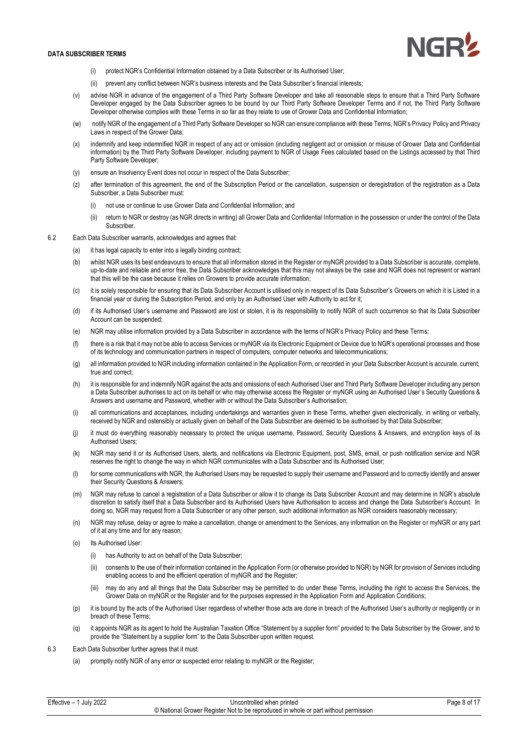- (i) protect NGR's Confidential Information obtained by a Data Subscriber or its Authorised User;
- (ii) prevent any conflict between NGR's business interests and the Data Subscriber's financial interests;

(v) advise NGR in advance of the engagement of a Third Party Software Developer and take all reasonable steps to ensure that a Third Party Software Developer engaged by the Data Subscriber agrees to be bound by our Third Party Software Developer Terms and if not, the Third Party Software Developer otherwise complies with these Terms in so far as they relate to use of Grower Data and Confidential Information;

(w) notify NGR of the engagement of a Third Party Software Developer so NGR can ensure compliance with these Terms, NGR's Privacy Policy and Privacy Laws in respect of the Grower Data;

(x) indemnify and keep indemnified NGR in respect of any act or omission (including negligent act or omission or misuse of Grower Data and Confidential information) by the Third Party Software Developer, including payment to NGR of Usage Fees calculated based on the Listings accessed by that Third Party Software Developer;

(y) ensure an Insolvency Event does not occur in respect of the Data Subscriber;

(z) after termination of this agreement, the end of the Subscription Period or the cancellation, suspension or deregistration of the registration as a Data Subscriber, a Data Subscriber must:

- (i) not use or continue to use Grower Data and Confidential Information; and
- (ii) return to NGR or destroy (as NGR directs in writing) all Grower Data and Confidential Information in the possession or under the control of the Data Subscriber.

6.2 Each Data Subscriber warrants, acknowledges and agrees that:

(a) it has legal capacity to enter into a legally binding contract;

(b) whilst NGR uses its best endeavours to ensure that all information stored in the Register or myNGR provided to a Data Subscriber is accurate, complete, up-to-date and reliable and error free, the Data Subscriber acknowledges that this may not always be the case and NGR does not represent or warrant that this will be the case because it relies on Growers to provide accurate information;

(c) it is solely responsible for ensuring that its Data Subscriber Account is utilised only in respect of its Data Subscriber's Growers on which it is Listed in a financial year or during the Subscription Period, and only by an Authorised User with Authority to act for it;

(d) if its Authorised User's username and Password are lost or stolen, it is its responsibility to notify NGR of such occurrence so that its Data Subscriber Account can be suspended;

(e) NGR may utilise information provided by a Data Subscriber in accordance with the terms of NGR's Privacy Policy and these Terms;

(f) there is a risk that it may not be able to access Services or myNGR via its Electronic Equipment or Device due to NGR's operational processes and those of its technology and communication partners in respect of computers, computer networks and telecommunications;

(g) all information provided to NGR including information contained in the Application Form, or recorded in your Data Subscriber Account is accurate, current, true and correct;

(h) it is responsible for and indemnify NGR against the acts and omissions of each Authorised User and Third Party Software Developer including any person a Data Subscriber authorises to act on its behalf or who may otherwise access the Register or myNGR using an Authorised User's Security Questions & Answers and username and Password, whether with or without the Data Subscriber's Authorisation;

(i) all communications and acceptances, including undertakings and warranties given in these Terms, whether given electronically, in writing or verbally, received by NGR and ostensibly or actually given on behalf of the Data Subscriber are deemed to be authorised by that Data Subscriber;

(j) it must do everything reasonably necessary to protect the unique username, Password, Security Questions & Answers, and encryption keys of its Authorised Users;

(k) NGR may send it or its Authorised Users, alerts, and notifications via Electronic Equipment, post, SMS, email, or push notification service and NGR reserves the right to change the way in which NGR communicates with a Data Subscriber and its Authorised User;

(l) for some communications with NGR, the Authorised Users may be requested to supply their username and Password and to correctly identify and answer their Security Questions & Answers;

(m) NGR may refuse to cancel a registration of a Data Subscriber or allow it to change its Data Subscriber Account and may determine in NGR's absolute discretion to satisfy itself that a Data Subscriber and its Authorised Users have Authorisation to access and change the Data Subscriber's Account. In doing so, NGR may request from a Data Subscriber or any other person, such additional information as NGR considers reasonably necessary;

(n) NGR may refuse, delay or agree to make a cancellation, change or amendment to the Services, any information on the Register or myNGR or any part of it at any time and for any reason;

(o) Its Authorised User:

- (i) has Authority to act on behalf of the Data Subscriber;
- (ii) consents to the use of their information contained in the Application Form (or otherwise provided to NGR) by NGR for provision of Services including enabling access to and the efficient operation of myNGR and the Register;
- (iii) may do any and all things that the Data Subscriber may be permitted to do under these Terms, including the right to access the Services, the Grower Data on myNGR or the Register and for the purposes expressed in the Application Form and Application Conditions;

(p) it is bound by the acts of the Authorised User regardless of whether those acts are done in breach of the Authorised User's authority or negligently or in breach of these Terms;

(q) it appoints NGR as its agent to hold the Australian Taxation Office "Statement by a supplier form" provided to the Data Subscriber by the Grower, and to provide the "Statement by a supplier form" to the Data Subscriber upon written request.

6.3 Each Data Subscriber further agrees that it must:

(a) promptly notify NGR of any error or suspected error relating to myNGR or the Register;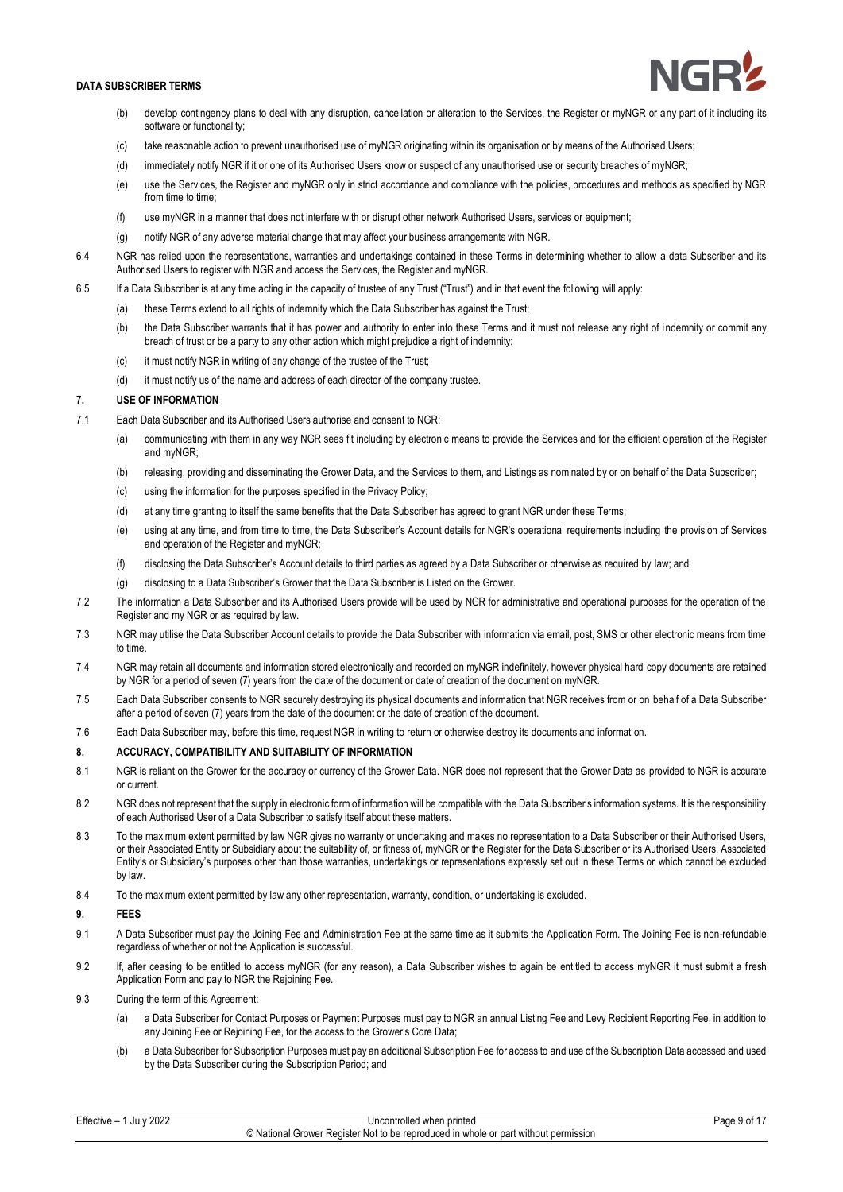(b) develop contingency plans to deal with any disruption, cancellation or alteration to the Services, the Register or myNGR or any part of it including its software or functionality;

(c) take reasonable action to prevent unauthorised use of myNGR originating within its organisation or by means of the Authorised Users;

(d) immediately notify NGR if it or one of its Authorised Users know or suspect of any unauthorised use or security breaches of myNGR;

(e) use the Services, the Register and myNGR only in strict accordance and compliance with the policies, procedures and methods as specified by NGR from time to time;

(f) use myNGR in a manner that does not interfere with or disrupt other network Authorised Users, services or equipment;

(g) notify NGR of any adverse material change that may affect your business arrangements with NGR.

6.4 NGR has relied upon the representations, warranties and undertakings contained in these Terms in determining whether to allow a data Subscriber and its Authorised Users to register with NGR and access the Services, the Register and myNGR.

6.5 If a Data Subscriber is at any time acting in the capacity of trustee of any Trust ("Trust") and in that event the following will apply:

(a) these Terms extend to all rights of indemnity which the Data Subscriber has against the Trust;

(b) the Data Subscriber warrants that it has power and authority to enter into these Terms and it must not release any right of indemnity or commit any breach of trust or be a party to any other action which might prejudice a right of indemnity;

(c) it must notify NGR in writing of any change of the trustee of the Trust;

(d) it must notify us of the name and address of each director of the company trustee.

## 7. USE OF INFORMATION

7.1 Each Data Subscriber and its Authorised Users authorise and consent to NGR:

(a) communicating with them in any way NGR sees fit including by electronic means to provide the Services and for the efficient operation of the Register and myNGR;

(b) releasing, providing and disseminating the Grower Data, and the Services to them, and Listings as nominated by or on behalf of the Data Subscriber;

(c) using the information for the purposes specified in the Privacy Policy;

(d) at any time granting to itself the same benefits that the Data Subscriber has agreed to grant NGR under these Terms;

(e) using at any time, and from time to time, the Data Subscriber's Account details for NGR's operational requirements including the provision of Services and operation of the Register and myNGR;

(f) disclosing the Data Subscriber's Account details to third parties as agreed by a Data Subscriber or otherwise as required by law; and

(g) disclosing to a Data Subscriber's Grower that the Data Subscriber is Listed on the Grower.

7.2 The information a Data Subscriber and its Authorised Users provide will be used by NGR for administrative and operational purposes for the operation of the Register and my NGR or as required by law.

7.3 NGR may utilise the Data Subscriber Account details to provide the Data Subscriber with information via email, post, SMS or other electronic means from time to time.

7.4 NGR may retain all documents and information stored electronically and recorded on myNGR indefinitely, however physical hard copy documents are retained by NGR for a period of seven (7) years from the date of the document or date of creation of the document on myNGR.

7.5 Each Data Subscriber consents to NGR securely destroying its physical documents and information that NGR receives from or on behalf of a Data Subscriber after a period of seven (7) years from the date of the document or the date of creation of the document.

7.6 Each Data Subscriber may, before this time, request NGR in writing to return or otherwise destroy its documents and information.

## 8. ACCURACY, COMPATIBILITY AND SUITABILITY OF INFORMATION

8.1 NGR is reliant on the Grower for the accuracy or currency of the Grower Data. NGR does not represent that the Grower Data as provided to NGR is accurate or current.

8.2 NGR does not represent that the supply in electronic form of information will be compatible with the Data Subscriber's information systems. It is the responsibility of each Authorised User of a Data Subscriber to satisfy itself about these matters.

8.3 To the maximum extent permitted by law NGR gives no warranty or undertaking and makes no representation to a Data Subscriber or their Authorised Users, or their Associated Entity or Subsidiary about the suitability of, or fitness of, myNGR or the Register for the Data Subscriber or its Authorised Users, Associated Entity's or Subsidiary's purposes other than those warranties, undertakings or representations expressly set out in these Terms or which cannot be excluded by law.

8.4 To the maximum extent permitted by law any other representation, warranty, condition, or undertaking is excluded.

## 9. FEES

9.1 A Data Subscriber must pay the Joining Fee and Administration Fee at the same time as it submits the Application Form. The Joining Fee is non-refundable regardless of whether or not the Application is successful.

9.2 If, after ceasing to be entitled to access myNGR (for any reason), a Data Subscriber wishes to again be entitled to access myNGR it must submit a fresh Application Form and pay to NGR the Rejoining Fee.

9.3 During the term of this Agreement:

(a) a Data Subscriber for Contact Purposes or Payment Purposes must pay to NGR an annual Listing Fee and Levy Recipient Reporting Fee, in addition to any Joining Fee or Rejoining Fee, for the access to the Grower's Core Data;

(b) a Data Subscriber for Subscription Purposes must pay an additional Subscription Fee for access to and use of the Subscription Data accessed and used by the Data Subscriber during the Subscription Period; and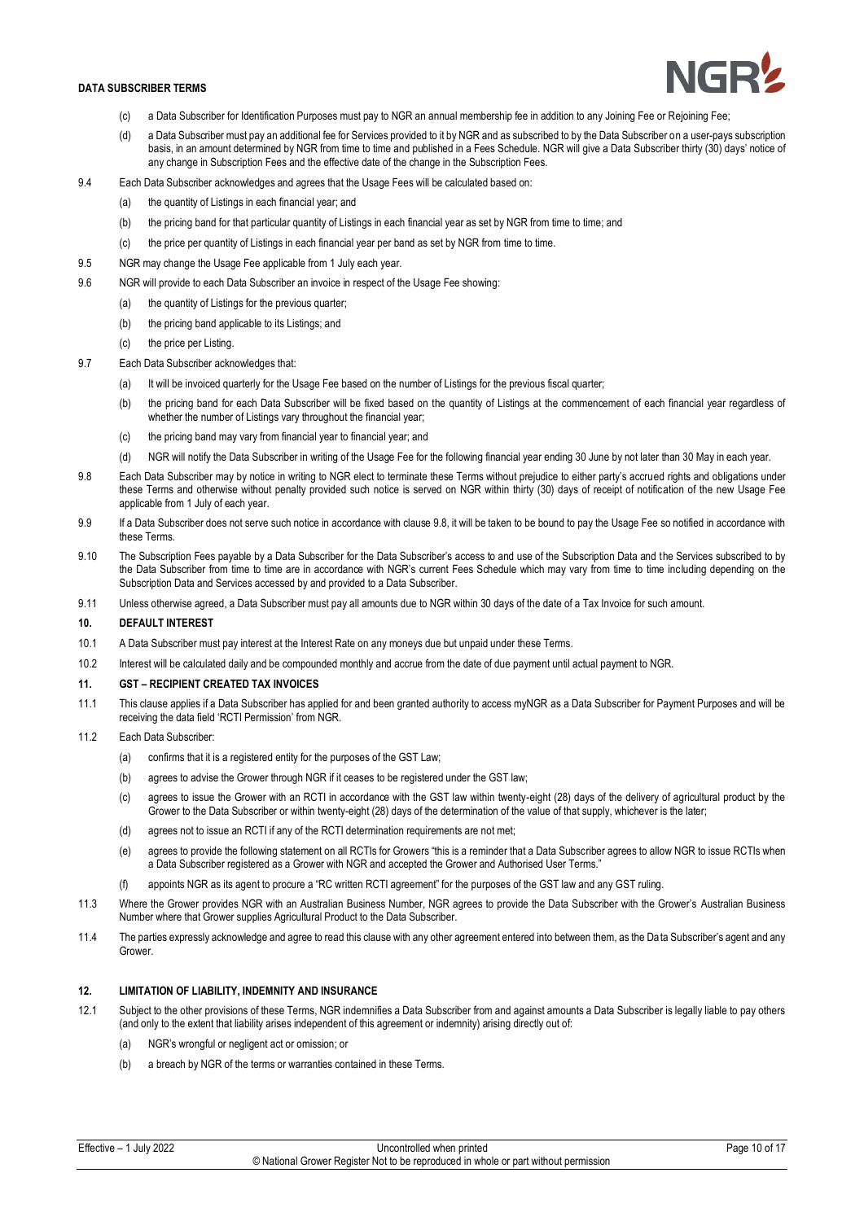(c) a Data Subscriber for Identification Purposes must pay to NGR an annual membership fee in addition to any Joining Fee or Rejoining Fee;

(d) a Data Subscriber must pay an additional fee for Services provided to it by NGR and as subscribed to by the Data Subscriber on a user-pays subscription basis, in an amount determined by NGR from time to time and published in a Fees Schedule. NGR will give a Data Subscriber thirty (30) days' notice of any change in Subscription Fees and the effective date of the change in the Subscription Fees.

9.4 Each Data Subscriber acknowledges and agrees that the Usage Fees will be calculated based on:

(a) the quantity of Listings in each financial year; and

(b) the pricing band for that particular quantity of Listings in each financial year as set by NGR from time to time; and

(c) the price per quantity of Listings in each financial year per band as set by NGR from time to time.

9.5 NGR may change the Usage Fee applicable from 1 July each year.

9.6 NGR will provide to each Data Subscriber an invoice in respect of the Usage Fee showing:

(a) the quantity of Listings for the previous quarter;

(b) the pricing band applicable to its Listings; and

(c) the price per Listing.

9.7 Each Data Subscriber acknowledges that:

(a) It will be invoiced quarterly for the Usage Fee based on the number of Listings for the previous fiscal quarter;

(b) the pricing band for each Data Subscriber will be fixed based on the quantity of Listings at the commencement of each financial year regardless of whether the number of Listings vary throughout the financial year;

(c) the pricing band may vary from financial year to financial year; and

(d) NGR will notify the Data Subscriber in writing of the Usage Fee for the following financial year ending 30 June by not later than 30 May in each year.

9.8 Each Data Subscriber may by notice in writing to NGR elect to terminate these Terms without prejudice to either party's accrued rights and obligations under these Terms and otherwise without penalty provided such notice is served on NGR within thirty (30) days of receipt of notification of the new Usage Fee applicable from 1 July of each year.

9.9 If a Data Subscriber does not serve such notice in accordance with clause 9.8, it will be taken to be bound to pay the Usage Fee so notified in accordance with these Terms.

9.10 The Subscription Fees payable by a Data Subscriber for the Data Subscriber's access to and use of the Subscription Data and the Services subscribed to by the Data Subscriber from time to time are in accordance with NGR's current Fees Schedule which may vary from time to time including depending on the Subscription Data and Services accessed by and provided to a Data Subscriber.

9.11 Unless otherwise agreed, a Data Subscriber must pay all amounts due to NGR within 30 days of the date of a Tax Invoice for such amount.

## 10. DEFAULT INTEREST

10.1 A Data Subscriber must pay interest at the Interest Rate on any moneys due but unpaid under these Terms.

10.2 Interest will be calculated daily and be compounded monthly and accrue from the date of due payment until actual payment to NGR.

## 11. GST – RECIPIENT CREATED TAX INVOICES

11.1 This clause applies if a Data Subscriber has applied for and been granted authority to access myNGR as a Data Subscriber for Payment Purposes and will be receiving the data field 'RCTI Permission' from NGR.

11.2 Each Data Subscriber:

(a) confirms that it is a registered entity for the purposes of the GST Law;

(b) agrees to advise the Grower through NGR if it ceases to be registered under the GST law;

(c) agrees to issue the Grower with an RCTI in accordance with the GST law within twenty-eight (28) days of the delivery of agricultural product by the Grower to the Data Subscriber or within twenty-eight (28) days of the determination of the value of that supply, whichever is the later;

(d) agrees not to issue an RCTI if any of the RCTI determination requirements are not met;

(e) agrees to provide the following statement on all RCTIs for Growers "this is a reminder that a Data Subscriber agrees to allow NGR to issue RCTIs when a Data Subscriber registered as a Grower with NGR and accepted the Grower and Authorised User Terms."

(f) appoints NGR as its agent to procure a "RC written RCTI agreement" for the purposes of the GST law and any GST ruling.

11.3 Where the Grower provides NGR with an Australian Business Number, NGR agrees to provide the Data Subscriber with the Grower's Australian Business Number where that Grower supplies Agricultural Product to the Data Subscriber.

11.4 The parties expressly acknowledge and agree to read this clause with any other agreement entered into between them, as the Data Subscriber's agent and any Grower.

## 12. LIMITATION OF LIABILITY, INDEMNITY AND INSURANCE

12.1 Subject to the other provisions of these Terms, NGR indemnifies a Data Subscriber from and against amounts a Data Subscriber is legally liable to pay others (and only to the extent that liability arises independent of this agreement or indemnity) arising directly out of:

(a) NGR's wrongful or negligent act or omission; or

(b) a breach by NGR of the terms or warranties contained in these Terms.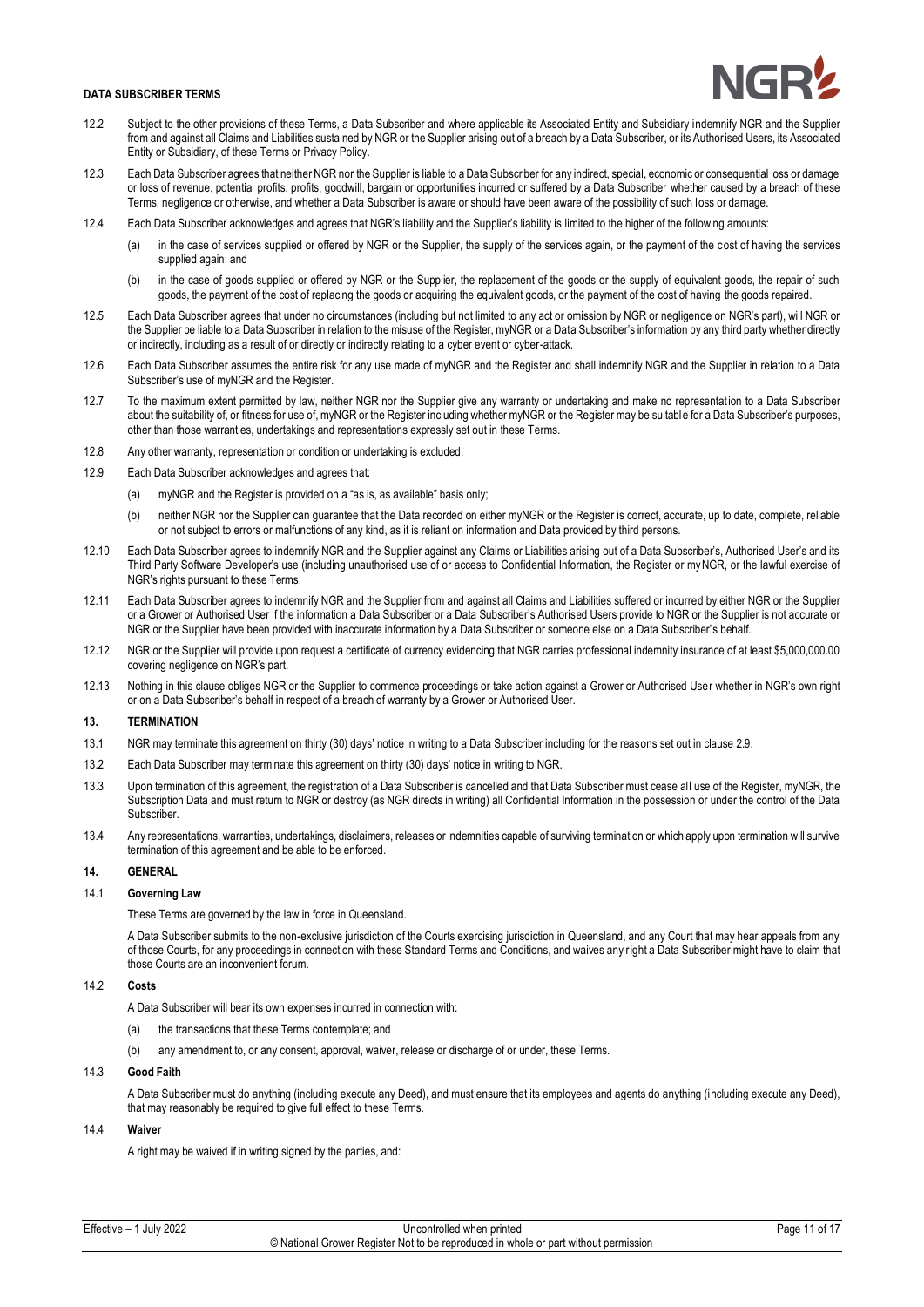12.2 Subject to the other provisions of these Terms, a Data Subscriber and where applicable its Associated Entity and Subsidiary indemnify NGR and the Supplier from and against all Claims and Liabilities sustained by NGR or the Supplier arising out of a breach by a Data Subscriber, or its Authorised Users, its Associated Entity or Subsidiary, of these Terms or Privacy Policy.

12.3 Each Data Subscriber agrees that neither NGR nor the Supplier is liable to a Data Subscriber for any indirect, special, economic or consequential loss or damage or loss of revenue, potential profits, profits, goodwill, bargain or opportunities incurred or suffered by a Data Subscriber whether caused by a breach of these Terms, negligence or otherwise, and whether a Data Subscriber is aware or should have been aware of the possibility of such loss or damage.

12.4 Each Data Subscriber acknowledges and agrees that NGR's liability and the Supplier's liability is limited to the higher of the following amounts:

(a) in the case of services supplied or offered by NGR or the Supplier, the supply of the services again, or the payment of the cost of having the services supplied again; and

(b) in the case of goods supplied or offered by NGR or the Supplier, the replacement of the goods or the supply of equivalent goods, the repair of such goods, the payment of the cost of replacing the goods or acquiring the equivalent goods, or the payment of the cost of having the goods repaired.

12.5 Each Data Subscriber agrees that under no circumstances (including but not limited to any act or omission by NGR or negligence on NGR's part), will NGR or the Supplier be liable to a Data Subscriber in relation to the misuse of the Register, myNGR or a Data Subscriber's information by any third party whether directly or indirectly, including as a result of or directly or indirectly relating to a cyber event or cyber-attack.

12.6 Each Data Subscriber assumes the entire risk for any use made of myNGR and the Register and shall indemnify NGR and the Supplier in relation to a Data Subscriber's use of myNGR and the Register.

12.7 To the maximum extent permitted by law, neither NGR nor the Supplier give any warranty or undertaking and make no representation to a Data Subscriber about the suitability of, or fitness for use of, myNGR or the Register including whether myNGR or the Register may be suitable for a Data Subscriber's purposes, other than those warranties, undertakings and representations expressly set out in these Terms.

12.8 Any other warranty, representation or condition or undertaking is excluded.

12.9 Each Data Subscriber acknowledges and agrees that:

(a) myNGR and the Register is provided on a "as is, as available" basis only;

(b) neither NGR nor the Supplier can guarantee that the Data recorded on either myNGR or the Register is correct, accurate, up to date, complete, reliable or not subject to errors or malfunctions of any kind, as it is reliant on information and Data provided by third persons.

12.10 Each Data Subscriber agrees to indemnify NGR and the Supplier against any Claims or Liabilities arising out of a Data Subscriber's, Authorised User's and its Third Party Software Developer's use (including unauthorised use of or access to Confidential Information, the Register or myNGR, or the lawful exercise of NGR's rights pursuant to these Terms.

12.11 Each Data Subscriber agrees to indemnify NGR and the Supplier from and against all Claims and Liabilities suffered or incurred by either NGR or the Supplier or a Grower or Authorised User if the information a Data Subscriber or a Data Subscriber's Authorised Users provide to NGR or the Supplier is not accurate or NGR or the Supplier have been provided with inaccurate information by a Data Subscriber or someone else on a Data Subscriber's behalf.

12.12 NGR or the Supplier will provide upon request a certificate of currency evidencing that NGR carries professional indemnity insurance of at least $5,000,000.00 covering negligence on NGR's part.

12.13 Nothing in this clause obliges NGR or the Supplier to commence proceedings or take action against a Grower or Authorised User whether in NGR's own right or on a Data Subscriber's behalf in respect of a breach of warranty by a Grower or Authorised User.

## 13. TERMINATION

13.1 NGR may terminate this agreement on thirty (30) days' notice in writing to a Data Subscriber including for the reasons set out in clause 2.9.

13.2 Each Data Subscriber may terminate this agreement on thirty (30) days' notice in writing to NGR.

13.3 Upon termination of this agreement, the registration of a Data Subscriber is cancelled and that Data Subscriber must cease all use of the Register, myNGR, the Subscription Data and must return to NGR or destroy (as NGR directs in writing) all Confidential Information in the possession or under the control of the Data Subscriber.

13.4 Any representations, warranties, undertakings, disclaimers, releases or indemnities capable of surviving termination or which apply upon termination will survive termination of this agreement and be able to be enforced.

## 14. GENERAL

### 14.1 Governing Law

These Terms are governed by the law in force in Queensland.

A Data Subscriber submits to the non-exclusive jurisdiction of the Courts exercising jurisdiction in Queensland, and any Court that may hear appeals from any of those Courts, for any proceedings in connection with these Standard Terms and Conditions, and waives any right a Data Subscriber might have to claim that those Courts are an inconvenient forum.

### 14.2 Costs

A Data Subscriber will bear its own expenses incurred in connection with:

(a) the transactions that these Terms contemplate; and

(b) any amendment to, or any consent, approval, waiver, release or discharge of or under, these Terms.

### 14.3 Good Faith

A Data Subscriber must do anything (including execute any Deed), and must ensure that its employees and agents do anything (including execute any Deed), that may reasonably be required to give full effect to these Terms.

### 14.4 Waiver

A right may be waived if in writing signed by the parties, and: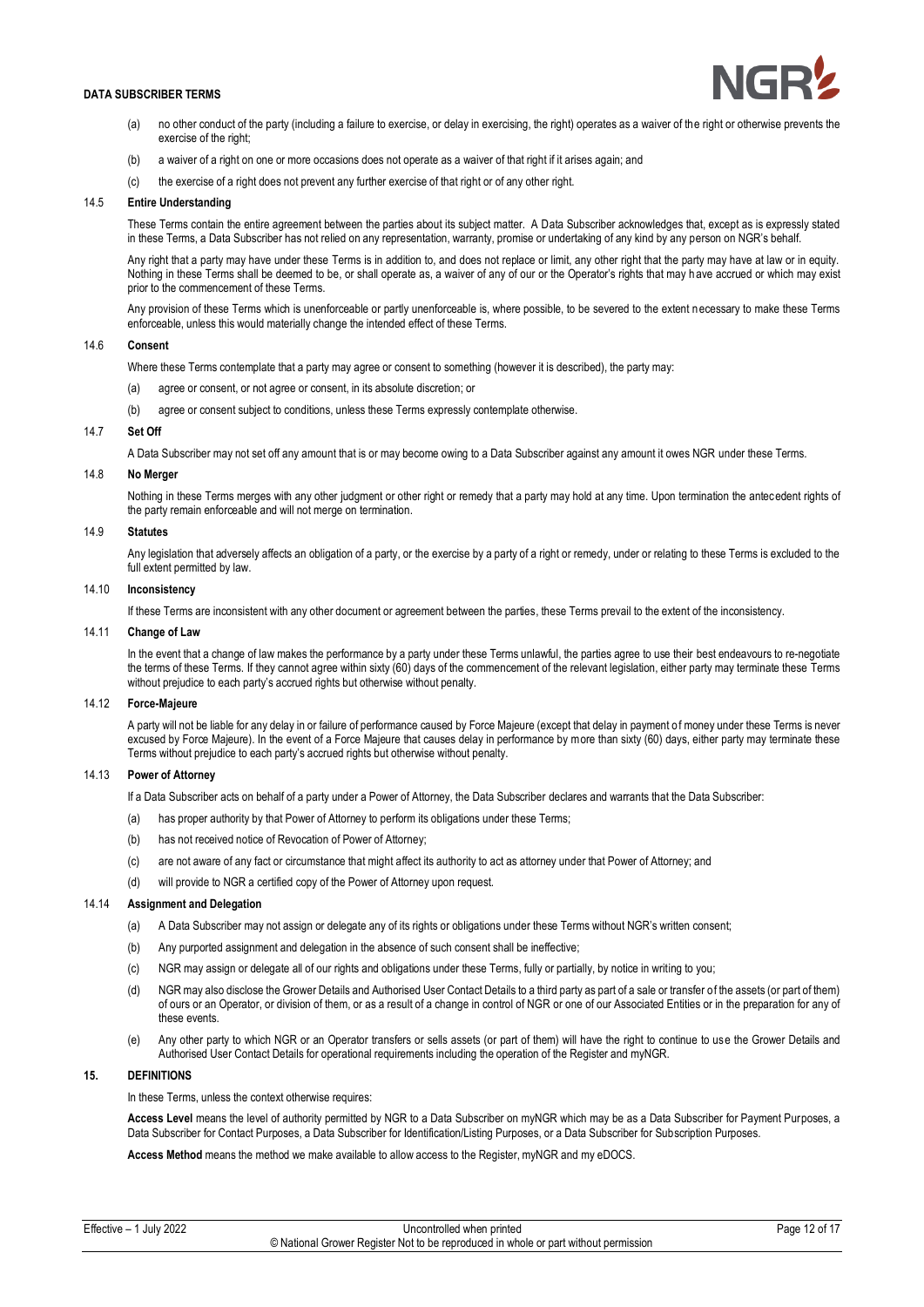(a) no other conduct of the party (including a failure to exercise, or delay in exercising, the right) operates as a waiver of the right or otherwise prevents the exercise of the right;

(b) a waiver of a right on one or more occasions does not operate as a waiver of that right if it arises again; and

(c) the exercise of a right does not prevent any further exercise of that right or of any other right.

### 14.5 Entire Understanding

These Terms contain the entire agreement between the parties about its subject matter. A Data Subscriber acknowledges that, except as is expressly stated in these Terms, a Data Subscriber has not relied on any representation, warranty, promise or undertaking of any kind by any person on NGR's behalf.

Any right that a party may have under these Terms is in addition to, and does not replace or limit, any other right that the party may have at law or in equity. Nothing in these Terms shall be deemed to be, or shall operate as, a waiver of any of our or the Operator's rights that may have accrued or which may exist prior to the commencement of these Terms.

Any provision of these Terms which is unenforceable or partly unenforceable is, where possible, to be severed to the extent necessary to make these Terms enforceable, unless this would materially change the intended effect of these Terms.

### 14.6 Consent

Where these Terms contemplate that a party may agree or consent to something (however it is described), the party may:

(a) agree or consent, or not agree or consent, in its absolute discretion; or

(b) agree or consent subject to conditions, unless these Terms expressly contemplate otherwise.

### 14.7 Set Off

A Data Subscriber may not set off any amount that is or may become owing to a Data Subscriber against any amount it owes NGR under these Terms.

### 14.8 No Merger

Nothing in these Terms merges with any other judgment or other right or remedy that a party may hold at any time. Upon termination the antecedent rights of the party remain enforceable and will not merge on termination.

### 14.9 Statutes

Any legislation that adversely affects an obligation of a party, or the exercise by a party of a right or remedy, under or relating to these Terms is excluded to the full extent permitted by law.

### 14.10 Inconsistency

If these Terms are inconsistent with any other document or agreement between the parties, these Terms prevail to the extent of the inconsistency.

### 14.11 Change of Law

In the event that a change of law makes the performance by a party under these Terms unlawful, the parties agree to use their best endeavours to re-negotiate the terms of these Terms. If they cannot agree within sixty (60) days of the commencement of the relevant legislation, either party may terminate these Terms without prejudice to each party's accrued rights but otherwise without penalty.

### 14.12 Force-Majeure

A party will not be liable for any delay in or failure of performance caused by Force Majeure (except that delay in payment of money under these Terms is never excused by Force Majeure). In the event of a Force Majeure that causes delay in performance by more than sixty (60) days, either party may terminate these Terms without prejudice to each party's accrued rights but otherwise without penalty.

### 14.13 Power of Attorney

If a Data Subscriber acts on behalf of a party under a Power of Attorney, the Data Subscriber declares and warrants that the Data Subscriber:

(a) has proper authority by that Power of Attorney to perform its obligations under these Terms;

(b) has not received notice of Revocation of Power of Attorney;

(c) are not aware of any fact or circumstance that might affect its authority to act as attorney under that Power of Attorney; and

(d) will provide to NGR a certified copy of the Power of Attorney upon request.

### 14.14 Assignment and Delegation

(a) A Data Subscriber may not assign or delegate any of its rights or obligations under these Terms without NGR's written consent;

(b) Any purported assignment and delegation in the absence of such consent shall be ineffective;

(c) NGR may assign or delegate all of our rights and obligations under these Terms, fully or partially, by notice in writing to you;

(d) NGR may also disclose the Grower Details and Authorised User Contact Details to a third party as part of a sale or transfer of the assets (or part of them) of ours or an Operator, or division of them, or as a result of a change in control of NGR or one of our Associated Entities or in the preparation for any of these events.

(e) Any other party to which NGR or an Operator transfers or sells assets (or part of them) will have the right to continue to use the Grower Details and Authorised User Contact Details for operational requirements including the operation of the Register and myNGR.

## 15. DEFINITIONS

In these Terms, unless the context otherwise requires:

**Access Level** means the level of authority permitted by NGR to a Data Subscriber on myNGR which may be as a Data Subscriber for Payment Purposes, a Data Subscriber for Contact Purposes, a Data Subscriber for Identification/Listing Purposes, or a Data Subscriber for Subscription Purposes.

**Access Method** means the method we make available to allow access to the Register, myNGR and my eDOCS.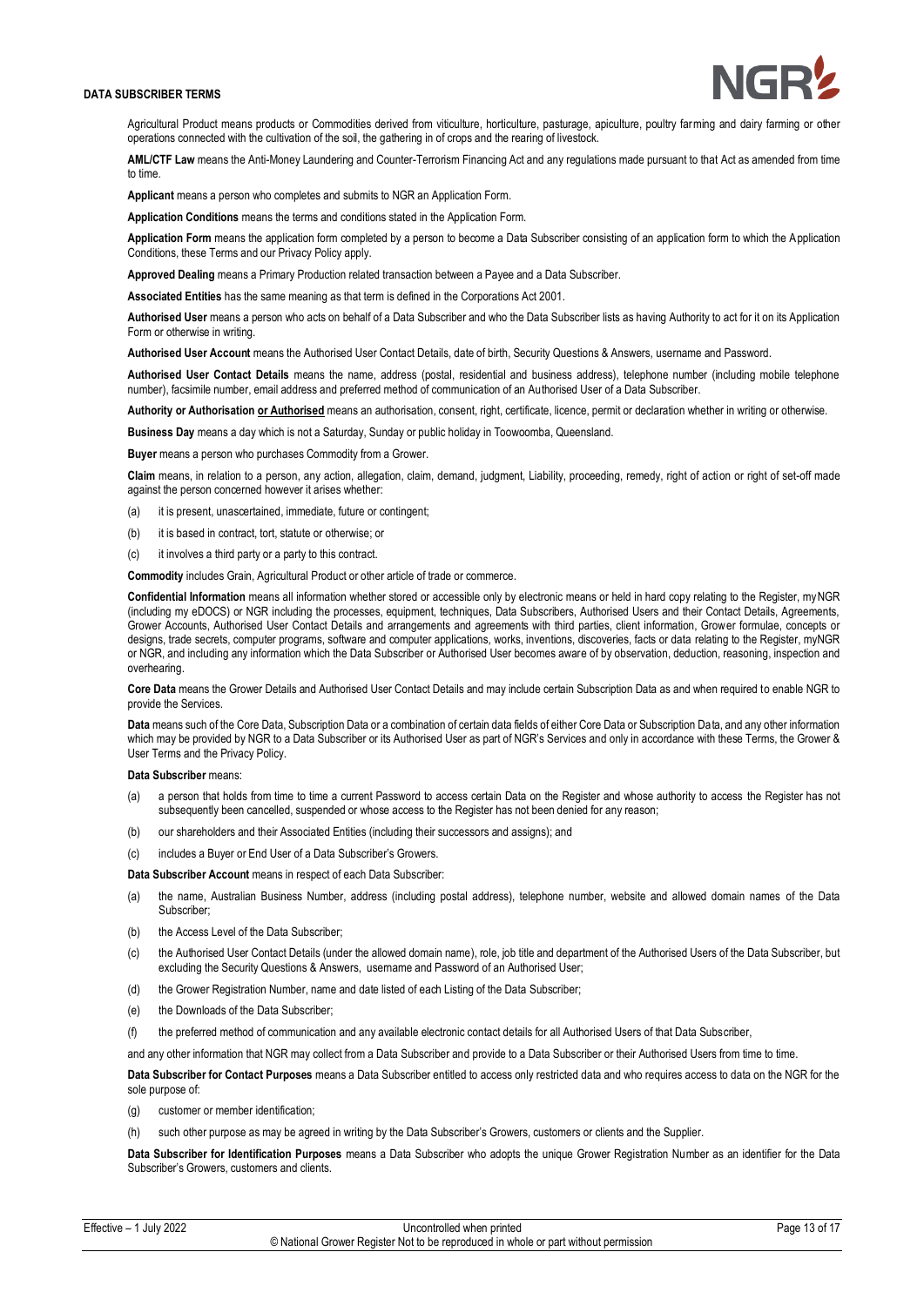**Agricultural Product** means products or Commodities derived from viticulture, horticulture, pasturage, apiculture, poultry farming and dairy farming or other operations connected with the cultivation of the soil, the gathering in of crops and the rearing of livestock.

**AML/CTF Law** means the Anti-Money Laundering and Counter-Terrorism Financing Act and any regulations made pursuant to that Act as amended from time to time.

**Applicant** means a person who completes and submits to NGR an Application Form.

**Application Conditions** means the terms and conditions stated in the Application Form.

**Application Form** means the application form completed by a person to become a Data Subscriber consisting of an application form to which the Application Conditions, these Terms and our Privacy Policy apply.

**Approved Dealing** means a Primary Production related transaction between a Payee and a Data Subscriber.

**Associated Entities** has the same meaning as that term is defined in the Corporations Act 2001.

**Authorised User** means a person who acts on behalf of a Data Subscriber and who the Data Subscriber lists as having Authority to act for it on its Application Form or otherwise in writing.

**Authorised User Account** means the Authorised User Contact Details, date of birth, Security Questions & Answers, username and Password.

**Authorised User Contact Details** means the name, address (postal, residential and business address), telephone number (including mobile telephone number), facsimile number, email address and preferred method of communication of an Authorised User of a Data Subscriber.

**Authority or Authorisation <u>or Authorised</u>** means an authorisation, consent, right, certificate, licence, permit or declaration whether in writing or otherwise.

**Business Day** means a day which is not a Saturday, Sunday or public holiday in Toowoomba, Queensland.

**Buyer** means a person who purchases Commodity from a Grower.

**Claim** means, in relation to a person, any action, allegation, claim, demand, judgment, Liability, proceeding, remedy, right of action or right of set-off made against the person concerned however it arises whether:

(a) it is present, unascertained, immediate, future or contingent;

(b) it is based in contract, tort, statute or otherwise; or

(c) it involves a third party or a party to this contract.

**Commodity** includes Grain, Agricultural Product or other article of trade or commerce.

**Confidential Information** means all information whether stored or accessible only by electronic means or held in hard copy relating to the Register, myNGR (including my eDOCS) or NGR including the processes, equipment, techniques, Data Subscribers, Authorised Users and their Contact Details, Agreements, Grower Accounts, Authorised User Contact Details and arrangements and agreements with third parties, client information, Grower formulae, concepts or designs, trade secrets, computer programs, software and computer applications, works, inventions, discoveries, facts or data relating to the Register, myNGR or NGR, and including any information which the Data Subscriber or Authorised User becomes aware of by observation, deduction, reasoning, inspection and overhearing.

**Core Data** means the Grower Details and Authorised User Contact Details and may include certain Subscription Data as and when required to enable NGR to provide the Services.

**Data** means such of the Core Data, Subscription Data or a combination of certain data fields of either Core Data or Subscription Data, and any other information which may be provided by NGR to a Data Subscriber or its Authorised User as part of NGR's Services and only in accordance with these Terms, the Grower & User Terms and the Privacy Policy.

**Data Subscriber** means:

(a) a person that holds from time to time a current Password to access certain Data on the Register and whose authority to access the Register has not subsequently been cancelled, suspended or whose access to the Register has not been denied for any reason;

(b) our shareholders and their Associated Entities (including their successors and assigns); and

(c) includes a Buyer or End User of a Data Subscriber's Growers.

**Data Subscriber Account** means in respect of each Data Subscriber:

(a) the name, Australian Business Number, address (including postal address), telephone number, website and allowed domain names of the Data Subscriber;

(b) the Access Level of the Data Subscriber;

(c) the Authorised User Contact Details (under the allowed domain name), role, job title and department of the Authorised Users of the Data Subscriber, but excluding the Security Questions & Answers, username and Password of an Authorised User;

(d) the Grower Registration Number, name and date listed of each Listing of the Data Subscriber;

(e) the Downloads of the Data Subscriber;

(f) the preferred method of communication and any available electronic contact details for all Authorised Users of that Data Subscriber,

and any other information that NGR may collect from a Data Subscriber and provide to a Data Subscriber or their Authorised Users from time to time.

**Data Subscriber for Contact Purposes** means a Data Subscriber entitled to access only restricted data and who requires access to data on the NGR for the sole purpose of:

(g) customer or member identification;

(h) such other purpose as may be agreed in writing by the Data Subscriber's Growers, customers or clients and the Supplier.

**Data Subscriber for Identification Purposes** means a Data Subscriber who adopts the unique Grower Registration Number as an identifier for the Data Subscriber's Growers, customers and clients.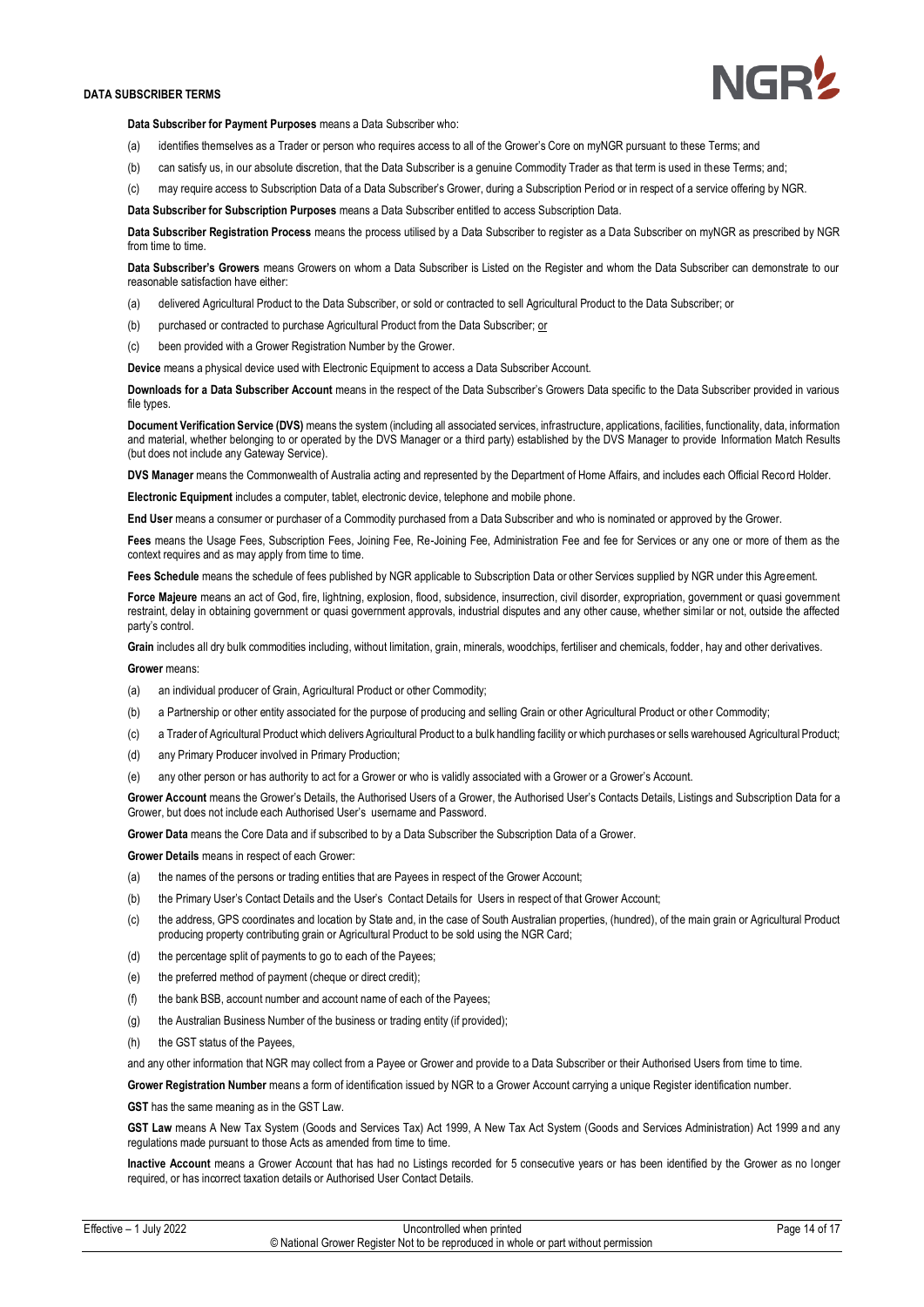**Data Subscriber for Payment Purposes** means a Data Subscriber who:

(a) identifies themselves as a Trader or person who requires access to all of the Grower's Core on myNGR pursuant to these Terms; and

(b) can satisfy us, in our absolute discretion, that the Data Subscriber is a genuine Commodity Trader as that term is used in these Terms; and;

(c) may require access to Subscription Data of a Data Subscriber's Grower, during a Subscription Period or in respect of a service offering by NGR.

**Data Subscriber for Subscription Purposes** means a Data Subscriber entitled to access Subscription Data.

**Data Subscriber Registration Process** means the process utilised by a Data Subscriber to register as a Data Subscriber on myNGR as prescribed by NGR from time to time.

**Data Subscriber's Growers** means Growers on whom a Data Subscriber is Listed on the Register and whom the Data Subscriber can demonstrate to our reasonable satisfaction have either:

(a) delivered Agricultural Product to the Data Subscriber, or sold or contracted to sell Agricultural Product to the Data Subscriber; or

(b) purchased or contracted to purchase Agricultural Product from the Data Subscriber; or

(c) been provided with a Grower Registration Number by the Grower.

**Device** means a physical device used with Electronic Equipment to access a Data Subscriber Account.

**Downloads for a Data Subscriber Account** means in the respect of the Data Subscriber's Growers Data specific to the Data Subscriber provided in various file types.

**Document Verification Service (DVS)** means the system (including all associated services, infrastructure, applications, facilities, functionality, data, information and material, whether belonging to or operated by the DVS Manager or a third party) established by the DVS Manager to provide Information Match Results (but does not include any Gateway Service).

**DVS Manager** means the Commonwealth of Australia acting and represented by the Department of Home Affairs, and includes each Official Record Holder.

**Electronic Equipment** includes a computer, tablet, electronic device, telephone and mobile phone.

**End User** means a consumer or purchaser of a Commodity purchased from a Data Subscriber and who is nominated or approved by the Grower.

**Fees** means the Usage Fees, Subscription Fees, Joining Fee, Re-Joining Fee, Administration Fee and fee for Services or any one or more of them as the context requires and as may apply from time to time.

**Fees Schedule** means the schedule of fees published by NGR applicable to Subscription Data or other Services supplied by NGR under this Agreement.

**Force Majeure** means an act of God, fire, lightning, explosion, flood, subsidence, insurrection, civil disorder, expropriation, government or quasi government restraint, delay in obtaining government or quasi government approvals, industrial disputes and any other cause, whether similar or not, outside the affected party's control.

**Grain** includes all dry bulk commodities including, without limitation, grain, minerals, woodchips, fertiliser and chemicals, fodder, hay and other derivatives.

**Grower** means:

(a) an individual producer of Grain, Agricultural Product or other Commodity;

(b) a Partnership or other entity associated for the purpose of producing and selling Grain or other Agricultural Product or other Commodity;

(c) a Trader of Agricultural Product which delivers Agricultural Product to a bulk handling facility or which purchases or sells warehoused Agricultural Product;

(d) any Primary Producer involved in Primary Production;

(e) any other person or has authority to act for a Grower or who is validly associated with a Grower or a Grower's Account.

**Grower Account** means the Grower's Details, the Authorised Users of a Grower, the Authorised User's Contacts Details, Listings and Subscription Data for a Grower, but does not include each Authorised User's username and Password.

**Grower Data** means the Core Data and if subscribed to by a Data Subscriber the Subscription Data of a Grower.

**Grower Details** means in respect of each Grower:

(a) the names of the persons or trading entities that are Payees in respect of the Grower Account;

(b) the Primary User's Contact Details and the User's Contact Details for Users in respect of that Grower Account;

(c) the address, GPS coordinates and location by State and, in the case of South Australian properties, (hundred), of the main grain or Agricultural Product producing property contributing grain or Agricultural Product to be sold using the NGR Card;

(d) the percentage split of payments to go to each of the Payees;

(e) the preferred method of payment (cheque or direct credit);

(f) the bank BSB, account number and account name of each of the Payees;

(g) the Australian Business Number of the business or trading entity (if provided);

(h) the GST status of the Payees,

and any other information that NGR may collect from a Payee or Grower and provide to a Data Subscriber or their Authorised Users from time to time.

**Grower Registration Number** means a form of identification issued by NGR to a Grower Account carrying a unique Register identification number.

**GST** has the same meaning as in the GST Law.

**GST Law** means A New Tax System (Goods and Services Tax) Act 1999, A New Tax Act System (Goods and Services Administration) Act 1999 and any regulations made pursuant to those Acts as amended from time to time.

**Inactive Account** means a Grower Account that has had no Listings recorded for 5 consecutive years or has been identified by the Grower as no longer required, or has incorrect taxation details or Authorised User Contact Details.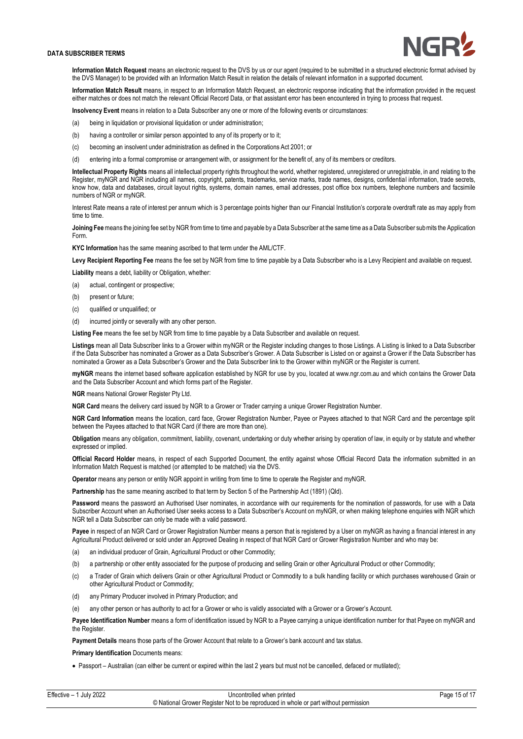**Information Match Request** means an electronic request to the DVS by us or our agent (required to be submitted in a structured electronic format advised by the DVS Manager) to be provided with an Information Match Result in relation the details of relevant information in a supported document.

**Information Match Result** means, in respect to an Information Match Request, an electronic response indicating that the information provided in the request either matches or does not match the relevant Official Record Data, or that assistant error has been encountered in trying to process that request.

**Insolvency Event** means in relation to a Data Subscriber any one or more of the following events or circumstances:

(a) being in liquidation or provisional liquidation or under administration;

(b) having a controller or similar person appointed to any of its property or to it;

(c) becoming an insolvent under administration as defined in the Corporations Act 2001; or

(d) entering into a formal compromise or arrangement with, or assignment for the benefit of, any of its members or creditors.

**Intellectual Property Rights** means all intellectual property rights throughout the world, whether registered, unregistered or unregistrable, in and relating to the Register, myNGR and NGR including all names, copyright, patents, trademarks, service marks, trade names, designs, confidential information, trade secrets, know how, data and databases, circuit layout rights, systems, domain names, email addresses, post office box numbers, telephone numbers and facsimile numbers of NGR or myNGR.

Interest Rate means a rate of interest per annum which is 3 percentage points higher than our Financial Institution's corporate overdraft rate as may apply from time to time.

**Joining Fee** means the joining fee set by NGR from time to time and payable by a Data Subscriber at the same time as a Data Subscriber submits the Application Form.

**KYC Information** has the same meaning ascribed to that term under the AML/CTF.

**Levy Recipient Reporting Fee** means the fee set by NGR from time to time payable by a Data Subscriber who is a Levy Recipient and available on request.

**Liability** means a debt, liability or Obligation, whether:

(a) actual, contingent or prospective;

(b) present or future;

(c) qualified or unqualified; or

(d) incurred jointly or severally with any other person.

**Listing Fee** means the fee set by NGR from time to time payable by a Data Subscriber and available on request.

**Listings** mean all Data Subscriber links to a Grower within myNGR or the Register including changes to those Listings. A Listing is linked to a Data Subscriber if the Data Subscriber has nominated a Grower as a Data Subscriber's Grower. A Data Subscriber is Listed on or against a Grower if the Data Subscriber has nominated a Grower as a Data Subscriber's Grower and the Data Subscriber link to the Grower within myNGR or the Register is current.

**myNGR** means the internet based software application established by NGR for use by you, located at www.ngr.com.au and which contains the Grower Data and the Data Subscriber Account and which forms part of the Register.

**NGR** means National Grower Register Pty Ltd.

**NGR Card** means the delivery card issued by NGR to a Grower or Trader carrying a unique Grower Registration Number.

**NGR Card Information** means the location, card face, Grower Registration Number, Payee or Payees attached to that NGR Card and the percentage split between the Payees attached to that NGR Card (if there are more than one).

**Obligation** means any obligation, commitment, liability, covenant, undertaking or duty whether arising by operation of law, in equity or by statute and whether expressed or implied.

**Official Record Holder** means, in respect of each Supported Document, the entity against whose Official Record Data the information submitted in an Information Match Request is matched (or attempted to be matched) via the DVS.

**Operator** means any person or entity NGR appoint in writing from time to time to operate the Register and myNGR.

**Partnership** has the same meaning ascribed to that term by Section 5 of the Partnership Act (1891) (Qld).

**Password** means the password an Authorised User nominates, in accordance with our requirements for the nomination of passwords, for use with a Data Subscriber Account when an Authorised User seeks access to a Data Subscriber's Account on myNGR, or when making telephone enquiries with NGR which NGR tell a Data Subscriber can only be made with a valid password.

**Payee** in respect of an NGR Card or Grower Registration Number means a person that is registered by a User on myNGR as having a financial interest in any Agricultural Product delivered or sold under an Approved Dealing in respect of that NGR Card or Grower Registration Number and who may be:

(a) an individual producer of Grain, Agricultural Product or other Commodity;

(b) a partnership or other entity associated for the purpose of producing and selling Grain or other Agricultural Product or other Commodity;

(c) a Trader of Grain which delivers Grain or other Agricultural Product or Commodity to a bulk handling facility or which purchases warehoused Grain or other Agricultural Product or Commodity;

(d) any Primary Producer involved in Primary Production; and

(e) any other person or has authority to act for a Grower or who is validly associated with a Grower or a Grower's Account.

**Payee Identification Number** means a form of identification issued by NGR to a Payee carrying a unique identification number for that Payee on myNGR and the Register.

**Payment Details** means those parts of the Grower Account that relate to a Grower's bank account and tax status.

**Primary Identification** Documents means:

- Passport – Australian (can either be current or expired within the last 2 years but must not be cancelled, defaced or mutilated);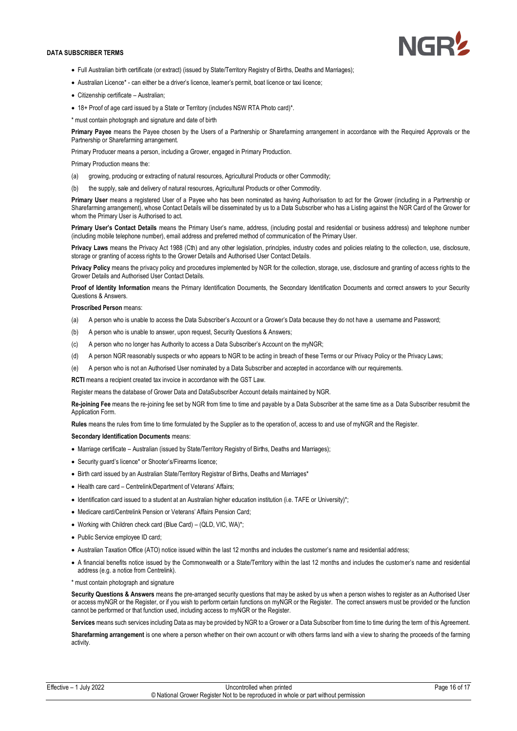- Full Australian birth certificate (or extract) (issued by State/Territory Registry of Births, Deaths and Marriages);
- Australian Licence* - can either be a driver's licence, learner's permit, boat licence or taxi licence;
- Citizenship certificate – Australian;
- 18+ Proof of age card issued by a State or Territory (includes NSW RTA Photo card)*.

\* must contain photograph and signature and date of birth

**Primary Payee** means the Payee chosen by the Users of a Partnership or Sharefarming arrangement in accordance with the Required Approvals or the Partnership or Sharefarming arrangement.

Primary Producer means a person, including a Grower, engaged in Primary Production.

Primary Production means the:

(a) growing, producing or extracting of natural resources, Agricultural Products or other Commodity;

(b) the supply, sale and delivery of natural resources, Agricultural Products or other Commodity.

**Primary User** means a registered User of a Payee who has been nominated as having Authorisation to act for the Grower (including in a Partnership or Sharefarming arrangement), whose Contact Details will be disseminated by us to a Data Subscriber who has a Listing against the NGR Card of the Grower for whom the Primary User is Authorised to act.

**Primary User's Contact Details** means the Primary User's name, address, (including postal and residential or business address) and telephone number (including mobile telephone number), email address and preferred method of communication of the Primary User.

**Privacy Laws** means the Privacy Act 1988 (Cth) and any other legislation, principles, industry codes and policies relating to the collection, use, disclosure, storage or granting of access rights to the Grower Details and Authorised User Contact Details.

**Privacy Policy** means the privacy policy and procedures implemented by NGR for the collection, storage, use, disclosure and granting of access rights to the Grower Details and Authorised User Contact Details.

**Proof of Identity Information** means the Primary Identification Documents, the Secondary Identification Documents and correct answers to your Security Questions & Answers.

**Proscribed Person** means:

(a) A person who is unable to access the Data Subscriber's Account or a Grower's Data because they do not have a username and Password;

(b) A person who is unable to answer, upon request, Security Questions & Answers;

(c) A person who no longer has Authority to access a Data Subscriber's Account on the myNGR;

(d) A person NGR reasonably suspects or who appears to NGR to be acting in breach of these Terms or our Privacy Policy or the Privacy Laws;

(e) A person who is not an Authorised User nominated by a Data Subscriber and accepted in accordance with our requirements.

**RCTI** means a recipient created tax invoice in accordance with the GST Law.

Register means the database of Grower Data and DataSubscriber Account details maintained by NGR.

**Re-joining Fee** means the re-joining fee set by NGR from time to time and payable by a Data Subscriber at the same time as a Data Subscriber resubmit the Application Form.

**Rules** means the rules from time to time formulated by the Supplier as to the operation of, access to and use of myNGR and the Register.

**Secondary Identification Documents** means:

- Marriage certificate – Australian (issued by State/Territory Registry of Births, Deaths and Marriages);
- Security guard's licence* or Shooter's/Firearms licence;
- Birth card issued by an Australian State/Territory Registrar of Births, Deaths and Marriages*
- Health care card – Centrelink/Department of Veterans' Affairs;
- Identification card issued to a student at an Australian higher education institution (i.e. TAFE or University)*;
- Medicare card/Centrelink Pension or Veterans' Affairs Pension Card;
- Working with Children check card (Blue Card) – (QLD, VIC, WA)*;
- Public Service employee ID card;
- Australian Taxation Office (ATO) notice issued within the last 12 months and includes the customer's name and residential address;
- A financial benefits notice issued by the Commonwealth or a State/Territory within the last 12 months and includes the customer's name and residential address (e.g. a notice from Centrelink).

\* must contain photograph and signature

**Security Questions & Answers** means the pre-arranged security questions that may be asked by us when a person wishes to register as an Authorised User or access myNGR or the Register, or if you wish to perform certain functions on myNGR or the Register. The correct answers must be provided or the function cannot be performed or that function used, including access to myNGR or the Register.

**Services** means such services including Data as may be provided by NGR to a Grower or a Data Subscriber from time to time during the term of this Agreement.

**Sharefarming arrangement** is one where a person whether on their own account or with others farms land with a view to sharing the proceeds of the farming activity.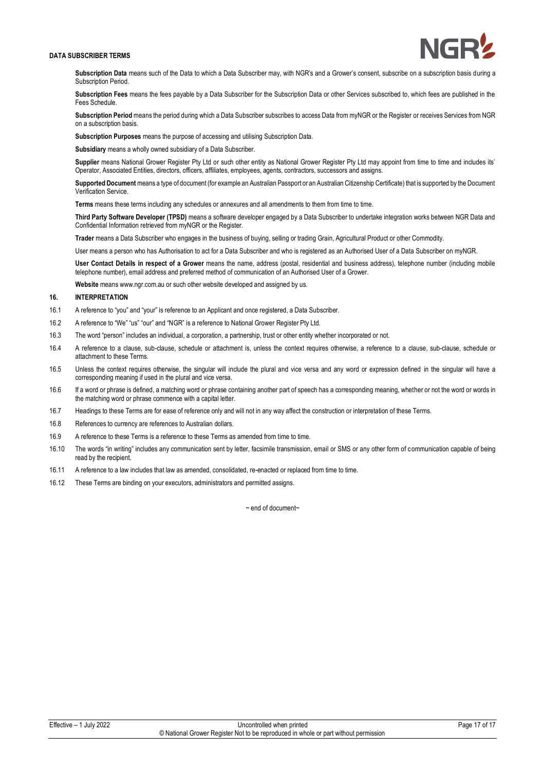**Subscription Data** means such of the Data to which a Data Subscriber may, with NGR's and a Grower's consent, subscribe on a subscription basis during a Subscription Period.

**Subscription Fees** means the fees payable by a Data Subscriber for the Subscription Data or other Services subscribed to, which fees are published in the Fees Schedule.

**Subscription Period** means the period during which a Data Subscriber subscribes to access Data from myNGR or the Register or receives Services from NGR on a subscription basis.

**Subscription Purposes** means the purpose of accessing and utilising Subscription Data.

**Subsidiary** means a wholly owned subsidiary of a Data Subscriber.

**Supplier** means National Grower Register Pty Ltd or such other entity as National Grower Register Pty Ltd may appoint from time to time and includes its' Operator, Associated Entities, directors, officers, affiliates, employees, agents, contractors, successors and assigns.

**Supported Document** means a type of document (for example an Australian Passport or an Australian Citizenship Certificate) that is supported by the Document Verification Service.

**Terms** means these terms including any schedules or annexures and all amendments to them from time to time.

**Third Party Software Developer (TPSD)** means a software developer engaged by a Data Subscriber to undertake integration works between NGR Data and Confidential Information retrieved from myNGR or the Register.

**Trader** means a Data Subscriber who engages in the business of buying, selling or trading Grain, Agricultural Product or other Commodity.

User means a person who has Authorisation to act for a Data Subscriber and who is registered as an Authorised User of a Data Subscriber on myNGR.

**User Contact Details in respect of a Grower** means the name, address (postal, residential and business address), telephone number (including mobile telephone number), email address and preferred method of communication of an Authorised User of a Grower.

**Website** means www.ngr.com.au or such other website developed and assigned by us.

## 16. INTERPRETATION

16.1 A reference to "you" and "your" is reference to an Applicant and once registered, a Data Subscriber.

16.2 A reference to "We" "us" "our" and "NGR" is a reference to National Grower Register Pty Ltd.

16.3 The word "person" includes an individual, a corporation, a partnership, trust or other entity whether incorporated or not.

16.4 A reference to a clause, sub-clause, schedule or attachment is, unless the context requires otherwise, a reference to a clause, sub-clause, schedule or attachment to these Terms.

16.5 Unless the context requires otherwise, the singular will include the plural and vice versa and any word or expression defined in the singular will have a corresponding meaning if used in the plural and vice versa.

16.6 If a word or phrase is defined, a matching word or phrase containing another part of speech has a corresponding meaning, whether or not the word or words in the matching word or phrase commence with a capital letter.

16.7 Headings to these Terms are for ease of reference only and will not in any way affect the construction or interpretation of these Terms.

16.8 References to currency are references to Australian dollars.

16.9 A reference to these Terms is a reference to these Terms as amended from time to time.

16.10 The words "in writing" includes any communication sent by letter, facsimile transmission, email or SMS or any other form of communication capable of being read by the recipient.

16.11 A reference to a law includes that law as amended, consolidated, re-enacted or replaced from time to time.

16.12 These Terms are binding on your executors, administrators and permitted assigns.

~ end of document~